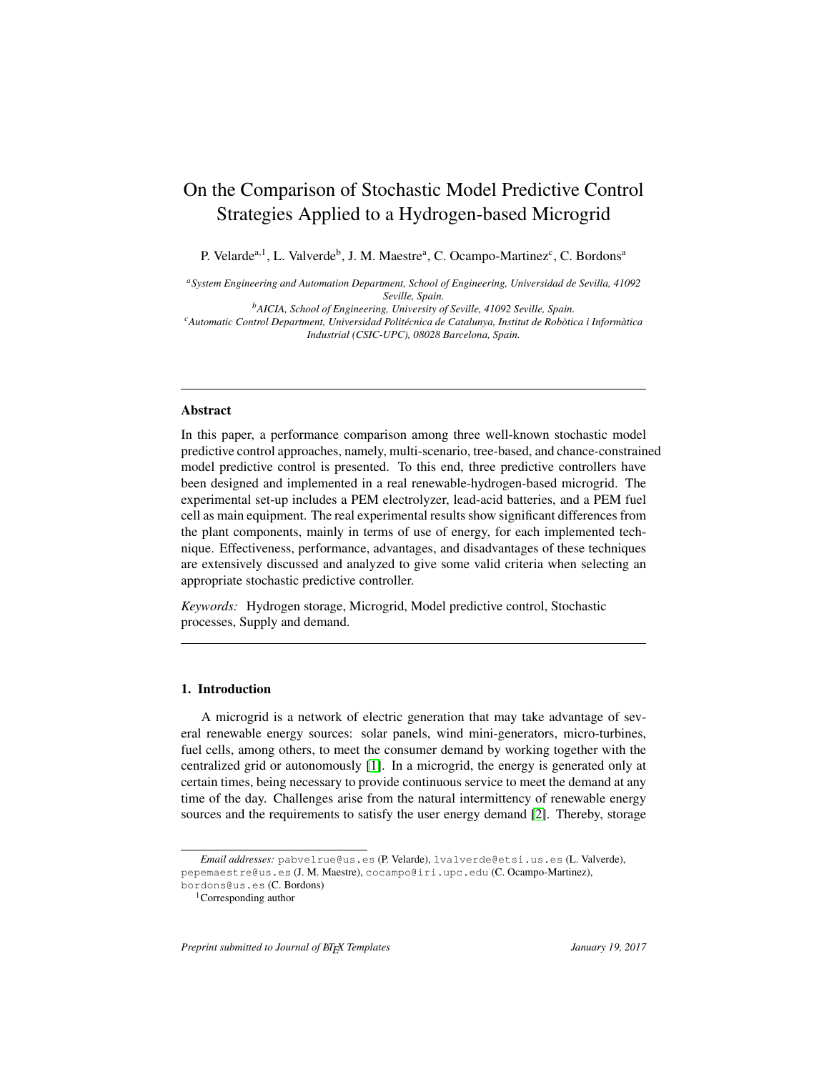# On the Comparison of Stochastic Model Predictive Control Strategies Applied to a Hydrogen-based Microgrid

P. Velarde[a,1], L. Valverde[b], J. M. Maestre[a], C. Ocampo-Martinez[c], C. Bordons[a]

[a] *System Engineering and Automation Department, School of Engineering, Universidad de Sevilla, 41092 Seville, Spain.*

[b] *AICIA, School of Engineering, University of Seville, 41092 Seville, Spain.*

[c] *Automatic Control Department, Universidad Politécnica de Catalunya, Institut de Robòtica i Informàtica Industrial (CSIC-UPC), 08028 Barcelona, Spain.*

---

## Abstract

In this paper, a performance comparison among three well-known stochastic model predictive control approaches, namely, multi-scenario, tree-based, and chance-constrained model predictive control is presented. To this end, three predictive controllers have been designed and implemented in a real renewable-hydrogen-based microgrid. The experimental set-up includes a PEM electrolyzer, lead-acid batteries, and a PEM fuel cell as main equipment. The real experimental results show significant differences from the plant components, mainly in terms of use of energy, for each implemented technique. Effectiveness, performance, advantages, and disadvantages of these techniques are extensively discussed and analyzed to give some valid criteria when selecting an appropriate stochastic predictive controller.

*Keywords:* Hydrogen storage, Microgrid, Model predictive control, Stochastic processes, Supply and demand.

---

## 1. Introduction

A microgrid is a network of electric generation that may take advantage of several renewable energy sources: solar panels, wind mini-generators, micro-turbines, fuel cells, among others, to meet the consumer demand by working together with the centralized grid or autonomously [1]. In a microgrid, the energy is generated only at certain times, being necessary to provide continuous service to meet the demand at any time of the day. Challenges arise from the natural intermittency of renewable energy sources and the requirements to satisfy the user energy demand [2]. Thereby, storage

---

*Email addresses:* pabvelrue@us.es (P. Velarde), lvalverde@etsi.us.es (L. Valverde), pepemaestre@us.es (J. M. Maestre), cocampo@iri.upc.edu (C. Ocampo-Martinez), bordons@us.es (C. Bordons)

[1] Corresponding author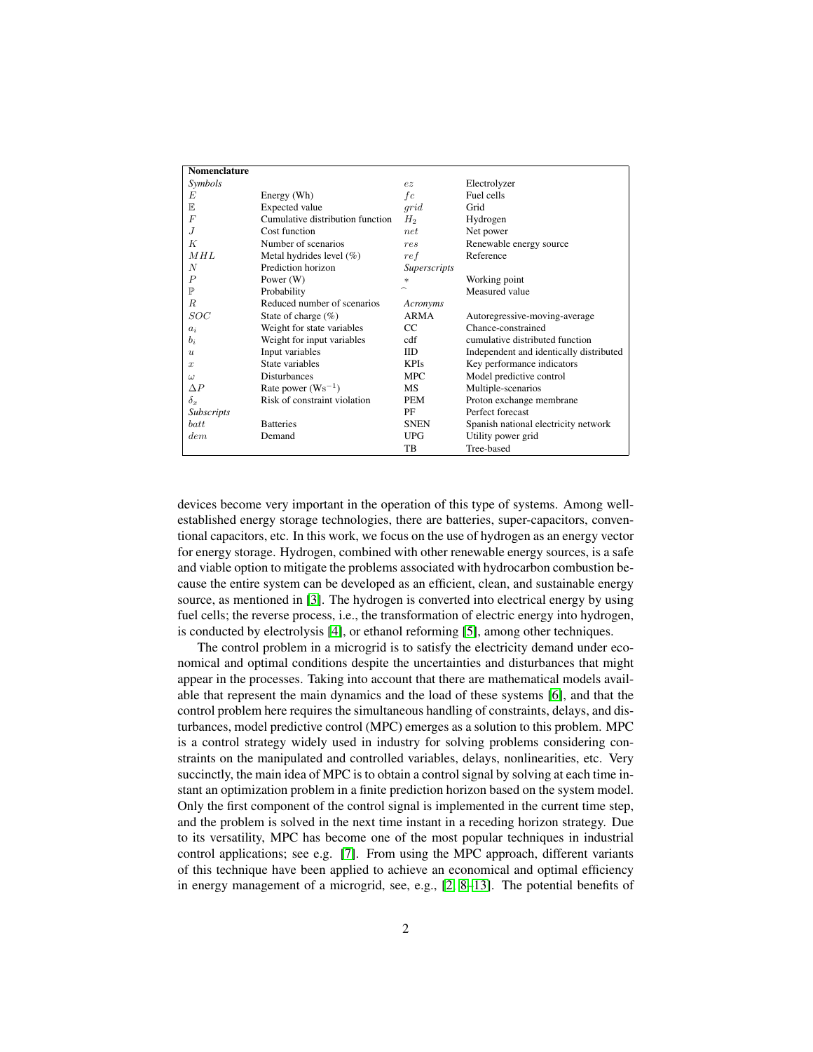| **Nomenclature** | | | |
|---|---|---|---|
| *Symbols* | | $ez$ | Electrolyzer |
| $E$ | Energy (Wh) | $fc$ | Fuel cells |
| $\mathbb{E}$ | Expected value | $grid$ | Grid |
| $F$ | Cumulative distribution function | $H_2$ | Hydrogen |
| $J$ | Cost function | $net$ | Net power |
| $K$ | Number of scenarios | $res$ | Renewable energy source |
| $MHL$ | Metal hydrides level (%) | $ref$ | Reference |
| $N$ | Prediction horizon | *Superscripts* | |
| $P$ | Power (W) | $*$ | Working point |
| $\mathbb{P}$ | Probability | $\widehat{}$ | Measured value |
| $R$ | Reduced number of scenarios | *Acronyms* | |
| $SOC$ | State of charge (%) | ARMA | Autoregressive-moving-average |
| $a_i$ | Weight for state variables | CC | Chance-constrained |
| $b_i$ | Weight for input variables | cdf | cumulative distributed function |
| $u$ | Input variables | IID | Independent and identically distributed |
| $x$ | State variables | KPIs | Key performance indicators |
| $\omega$ | Disturbances | MPC | Model predictive control |
| $\Delta P$ | Rate power (Ws$^{-1}$) | MS | Multiple-scenarios |
| $\delta_x$ | Risk of constraint violation | PEM | Proton exchange membrane |
| *Subscripts* | | PF | Perfect forecast |
| $batt$ | Batteries | SNEN | Spanish national electricity network |
| $dem$ | Demand | UPG | Utility power grid |
| | | TB | Tree-based |

devices become very important in the operation of this type of systems. Among well-established energy storage technologies, there are batteries, super-capacitors, conventional capacitors, etc. In this work, we focus on the use of hydrogen as an energy vector for energy storage. Hydrogen, combined with other renewable energy sources, is a safe and viable option to mitigate the problems associated with hydrocarbon combustion because the entire system can be developed as an efficient, clean, and sustainable energy source, as mentioned in [3]. The hydrogen is converted into electrical energy by using fuel cells; the reverse process, i.e., the transformation of electric energy into hydrogen, is conducted by electrolysis [4], or ethanol reforming [5], among other techniques.

The control problem in a microgrid is to satisfy the electricity demand under economical and optimal conditions despite the uncertainties and disturbances that might appear in the processes. Taking into account that there are mathematical models available that represent the main dynamics and the load of these systems [6], and that the control problem here requires the simultaneous handling of constraints, delays, and disturbances, model predictive control (MPC) emerges as a solution to this problem. MPC is a control strategy widely used in industry for solving problems considering constraints on the manipulated and controlled variables, delays, nonlinearities, etc. Very succinctly, the main idea of MPC is to obtain a control signal by solving at each time instant an optimization problem in a finite prediction horizon based on the system model. Only the first component of the control signal is implemented in the current time step, and the problem is solved in the next time instant in a receding horizon strategy. Due to its versatility, MPC has become one of the most popular techniques in industrial control applications; see e.g. [7]. From using the MPC approach, different variants of this technique have been applied to achieve an economical and optimal efficiency in energy management of a microgrid, see, e.g., [2, 8–13]. The potential benefits of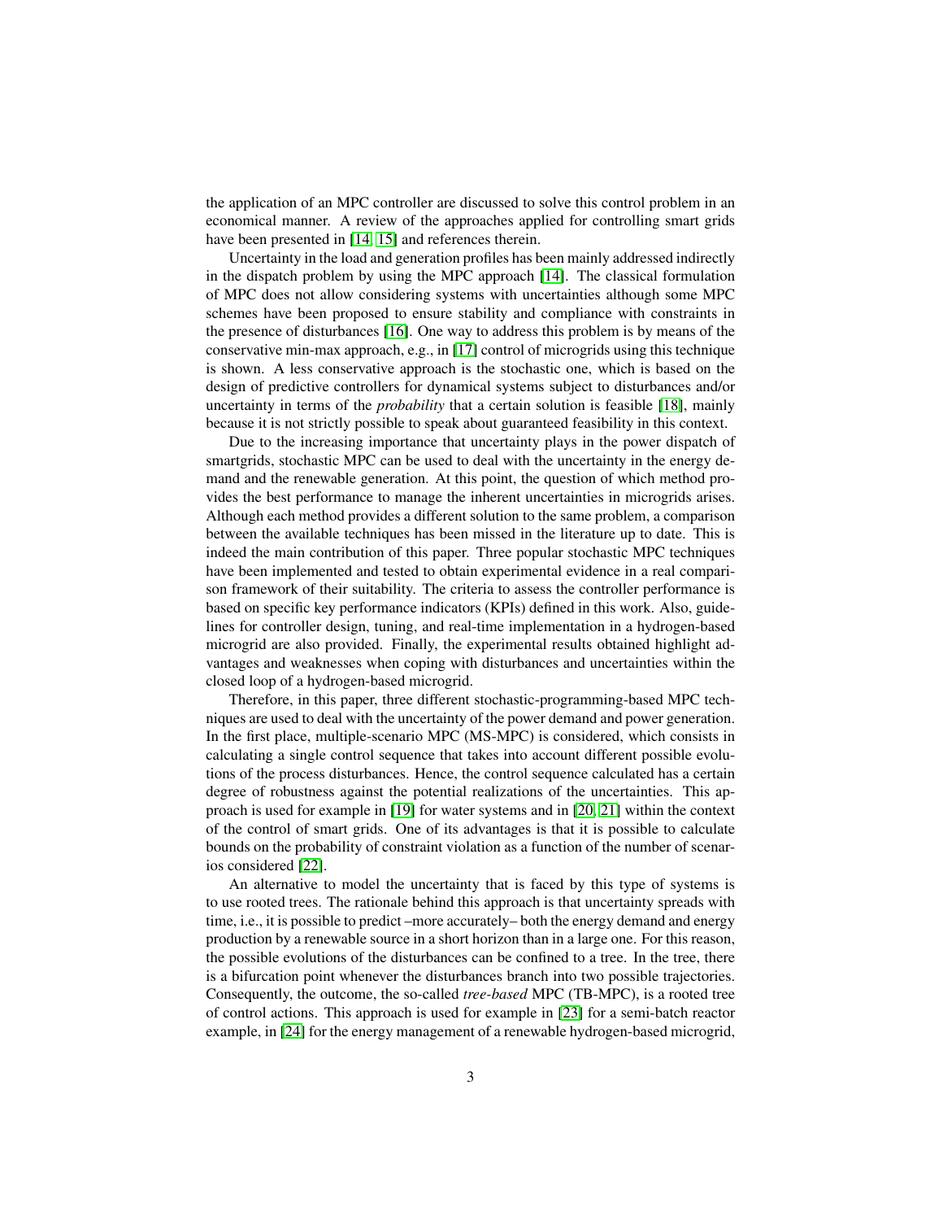the application of an MPC controller are discussed to solve this control problem in an economical manner. A review of the approaches applied for controlling smart grids have been presented in [14, 15] and references therein.

Uncertainty in the load and generation profiles has been mainly addressed indirectly in the dispatch problem by using the MPC approach [14]. The classical formulation of MPC does not allow considering systems with uncertainties although some MPC schemes have been proposed to ensure stability and compliance with constraints in the presence of disturbances [16]. One way to address this problem is by means of the conservative min-max approach, e.g., in [17] control of microgrids using this technique is shown. A less conservative approach is the stochastic one, which is based on the design of predictive controllers for dynamical systems subject to disturbances and/or uncertainty in terms of the *probability* that a certain solution is feasible [18], mainly because it is not strictly possible to speak about guaranteed feasibility in this context.

Due to the increasing importance that uncertainty plays in the power dispatch of smartgrids, stochastic MPC can be used to deal with the uncertainty in the energy demand and the renewable generation. At this point, the question of which method provides the best performance to manage the inherent uncertainties in microgrids arises. Although each method provides a different solution to the same problem, a comparison between the available techniques has been missed in the literature up to date. This is indeed the main contribution of this paper. Three popular stochastic MPC techniques have been implemented and tested to obtain experimental evidence in a real comparison framework of their suitability. The criteria to assess the controller performance is based on specific key performance indicators (KPIs) defined in this work. Also, guidelines for controller design, tuning, and real-time implementation in a hydrogen-based microgrid are also provided. Finally, the experimental results obtained highlight advantages and weaknesses when coping with disturbances and uncertainties within the closed loop of a hydrogen-based microgrid.

Therefore, in this paper, three different stochastic-programming-based MPC techniques are used to deal with the uncertainty of the power demand and power generation. In the first place, multiple-scenario MPC (MS-MPC) is considered, which consists in calculating a single control sequence that takes into account different possible evolutions of the process disturbances. Hence, the control sequence calculated has a certain degree of robustness against the potential realizations of the uncertainties. This approach is used for example in [19] for water systems and in [20, 21] within the context of the control of smart grids. One of its advantages is that it is possible to calculate bounds on the probability of constraint violation as a function of the number of scenarios considered [22].

An alternative to model the uncertainty that is faced by this type of systems is to use rooted trees. The rationale behind this approach is that uncertainty spreads with time, i.e., it is possible to predict –more accurately– both the energy demand and energy production by a renewable source in a short horizon than in a large one. For this reason, the possible evolutions of the disturbances can be confined to a tree. In the tree, there is a bifurcation point whenever the disturbances branch into two possible trajectories. Consequently, the outcome, the so-called *tree-based* MPC (TB-MPC), is a rooted tree of control actions. This approach is used for example in [23] for a semi-batch reactor example, in [24] for the energy management of a renewable hydrogen-based microgrid,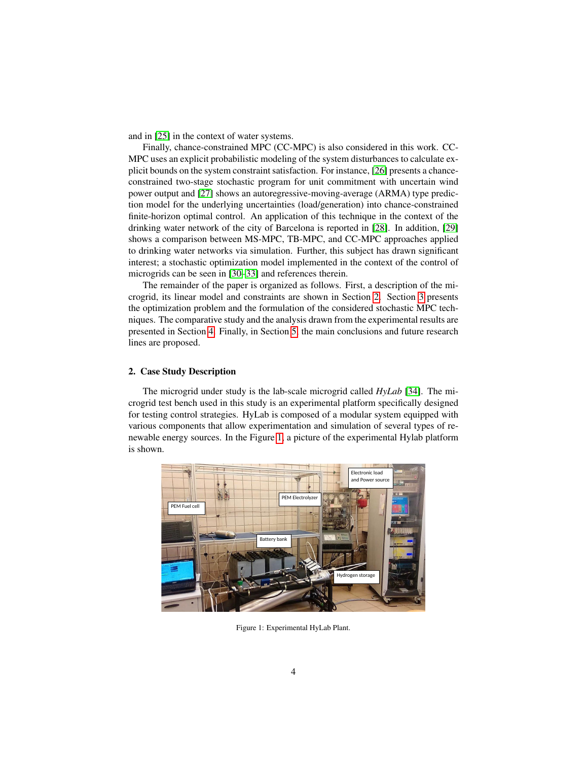and in [25] in the context of water systems.

Finally, chance-constrained MPC (CC-MPC) is also considered in this work. CC-MPC uses an explicit probabilistic modeling of the system disturbances to calculate explicit bounds on the system constraint satisfaction. For instance, [26] presents a chance-constrained two-stage stochastic program for unit commitment with uncertain wind power output and [27] shows an autoregressive-moving-average (ARMA) type prediction model for the underlying uncertainties (load/generation) into chance-constrained finite-horizon optimal control. An application of this technique in the context of the drinking water network of the city of Barcelona is reported in [28]. In addition, [29] shows a comparison between MS-MPC, TB-MPC, and CC-MPC approaches applied to drinking water networks via simulation. Further, this subject has drawn significant interest; a stochastic optimization model implemented in the context of the control of microgrids can be seen in [30–33] and references therein.

The remainder of the paper is organized as follows. First, a description of the microgrid, its linear model and constraints are shown in Section 2. Section 3 presents the optimization problem and the formulation of the considered stochastic MPC techniques. The comparative study and the analysis drawn from the experimental results are presented in Section 4. Finally, in Section 5 the main conclusions and future research lines are proposed.

## 2. Case Study Description

The microgrid under study is the lab-scale microgrid called *HyLab* [34]. The microgrid test bench used in this study is an experimental platform specifically designed for testing control strategies. HyLab is composed of a modular system equipped with various components that allow experimentation and simulation of several types of renewable energy sources. In the Figure 1, a picture of the experimental Hylab platform is shown.

Figure 1: Experimental HyLab Plant.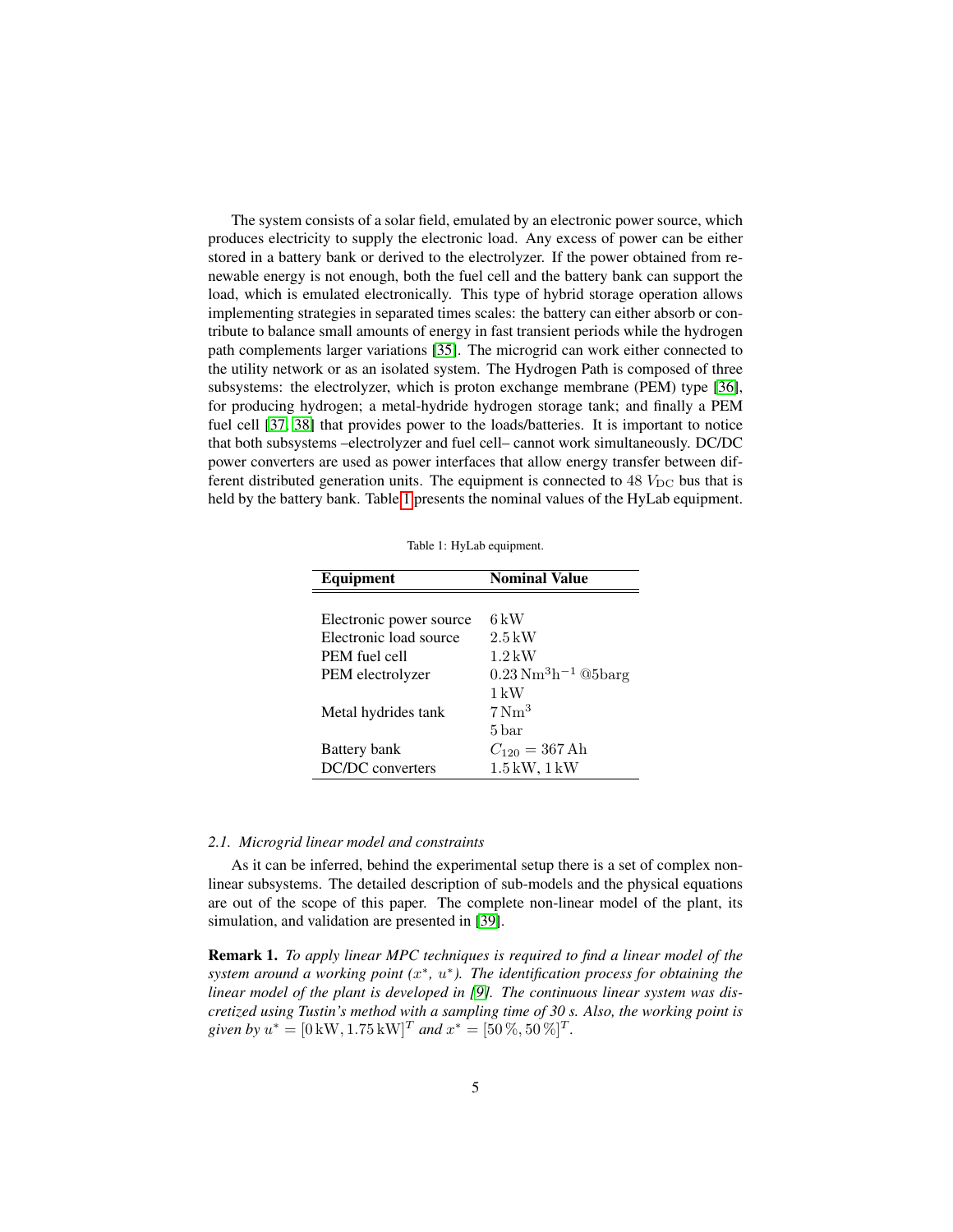The system consists of a solar field, emulated by an electronic power source, which produces electricity to supply the electronic load. Any excess of power can be either stored in a battery bank or derived to the electrolyzer. If the power obtained from renewable energy is not enough, both the fuel cell and the battery bank can support the load, which is emulated electronically. This type of hybrid storage operation allows implementing strategies in separated times scales: the battery can either absorb or contribute to balance small amounts of energy in fast transient periods while the hydrogen path complements larger variations [35]. The microgrid can work either connected to the utility network or as an isolated system. The Hydrogen Path is composed of three subsystems: the electrolyzer, which is proton exchange membrane (PEM) type [36], for producing hydrogen; a metal-hydride hydrogen storage tank; and finally a PEM fuel cell [37, 38] that provides power to the loads/batteries. It is important to notice that both subsystems –electrolyzer and fuel cell– cannot work simultaneously. DC/DC power converters are used as power interfaces that allow energy transfer between different distributed generation units. The equipment is connected to $48\ V_{\mathrm{DC}}$ bus that is held by the battery bank. Table 1 presents the nominal values of the HyLab equipment.

Table 1: HyLab equipment.

| Equipment | Nominal Value |
| --- | --- |
| Electronic power source | $6\,\mathrm{kW}$ |
| Electronic load source | $2.5\,\mathrm{kW}$ |
| PEM fuel cell | $1.2\,\mathrm{kW}$ |
| PEM electrolyzer | $0.23\,\mathrm{Nm^3h^{-1}}$ @5barg |
| | $1\,\mathrm{kW}$ |
| Metal hydrides tank | $7\,\mathrm{Nm^3}$ |
| | $5\,\mathrm{bar}$ |
| Battery bank | $C_{120} = 367\,\mathrm{Ah}$ |
| DC/DC converters | $1.5\,\mathrm{kW}$, $1\,\mathrm{kW}$ |

### *2.1. Microgrid linear model and constraints*

As it can be inferred, behind the experimental setup there is a set of complex non-linear subsystems. The detailed description of sub-models and the physical equations are out of the scope of this paper. The complete non-linear model of the plant, its simulation, and validation are presented in [39].

**Remark 1.** *To apply linear MPC techniques is required to find a linear model of the system around a working point ($x^*$, $u^*$). The identification process for obtaining the linear model of the plant is developed in [9]. The continuous linear system was discretized using Tustin's method with a sampling time of 30 s. Also, the working point is given by $u^* = [0\,\mathrm{kW}, 1.75\,\mathrm{kW}]^T$ and $x^* = [50\,\%, 50\,\%]^T$.*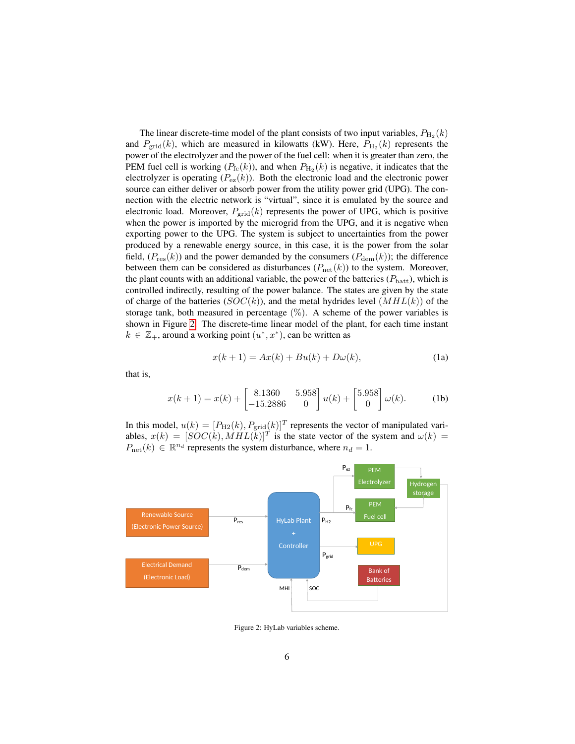The linear discrete-time model of the plant consists of two input variables, $P_{\mathrm{H_2}}(k)$ and $P_{\mathrm{grid}}(k)$, which are measured in kilowatts (kW). Here, $P_{\mathrm{H_2}}(k)$ represents the power of the electrolyzer and the power of the fuel cell: when it is greater than zero, the PEM fuel cell is working ($P_{\mathrm{fc}}(k)$), and when $P_{\mathrm{H_2}}(k)$ is negative, it indicates that the electrolyzer is operating ($P_{\mathrm{ez}}(k)$). Both the electronic load and the electronic power source can either deliver or absorb power from the utility power grid (UPG). The connection with the electric network is "virtual", since it is emulated by the source and electronic load. Moreover, $P_{\mathrm{grid}}(k)$ represents the power of UPG, which is positive when the power is imported by the microgrid from the UPG, and it is negative when exporting power to the UPG. The system is subject to uncertainties from the power produced by a renewable energy source, in this case, it is the power from the solar field, ($P_{\mathrm{res}}(k)$) and the power demanded by the consumers ($P_{\mathrm{dem}}(k)$); the difference between them can be considered as disturbances ($P_{\mathrm{net}}(k)$) to the system. Moreover, the plant counts with an additional variable, the power of the batteries ($P_{\mathrm{batt}}$), which is controlled indirectly, resulting of the power balance. The states are given by the state of charge of the batteries ($SOC(k)$), and the metal hydrides level ($MHL(k)$) of the storage tank, both measured in percentage (%). A scheme of the power variables is shown in Figure 2. The discrete-time linear model of the plant, for each time instant $k \in \mathbb{Z}_+$, around a working point $(u^*, x^*)$, can be written as

$$x(k+1) = Ax(k) + Bu(k) + D\omega(k), \tag{1a}$$

that is,

$$x(k+1) = x(k) + \begin{bmatrix} 8.1360 & 5.958 \\ -15.2886 & 0 \end{bmatrix} u(k) + \begin{bmatrix} 5.958 \\ 0 \end{bmatrix} \omega(k). \tag{1b}$$

In this model, $u(k) = [P_{\mathrm{H2}}(k), P_{\mathrm{grid}}(k)]^T$ represents the vector of manipulated variables, $x(k) = [SOC(k), MHL(k)]^T$ is the state vector of the system and $\omega(k) = P_{\mathrm{net}}(k) \in \mathbb{R}^{n_d}$ represents the system disturbance, where $n_d = 1$.

Figure 2: HyLab variables scheme.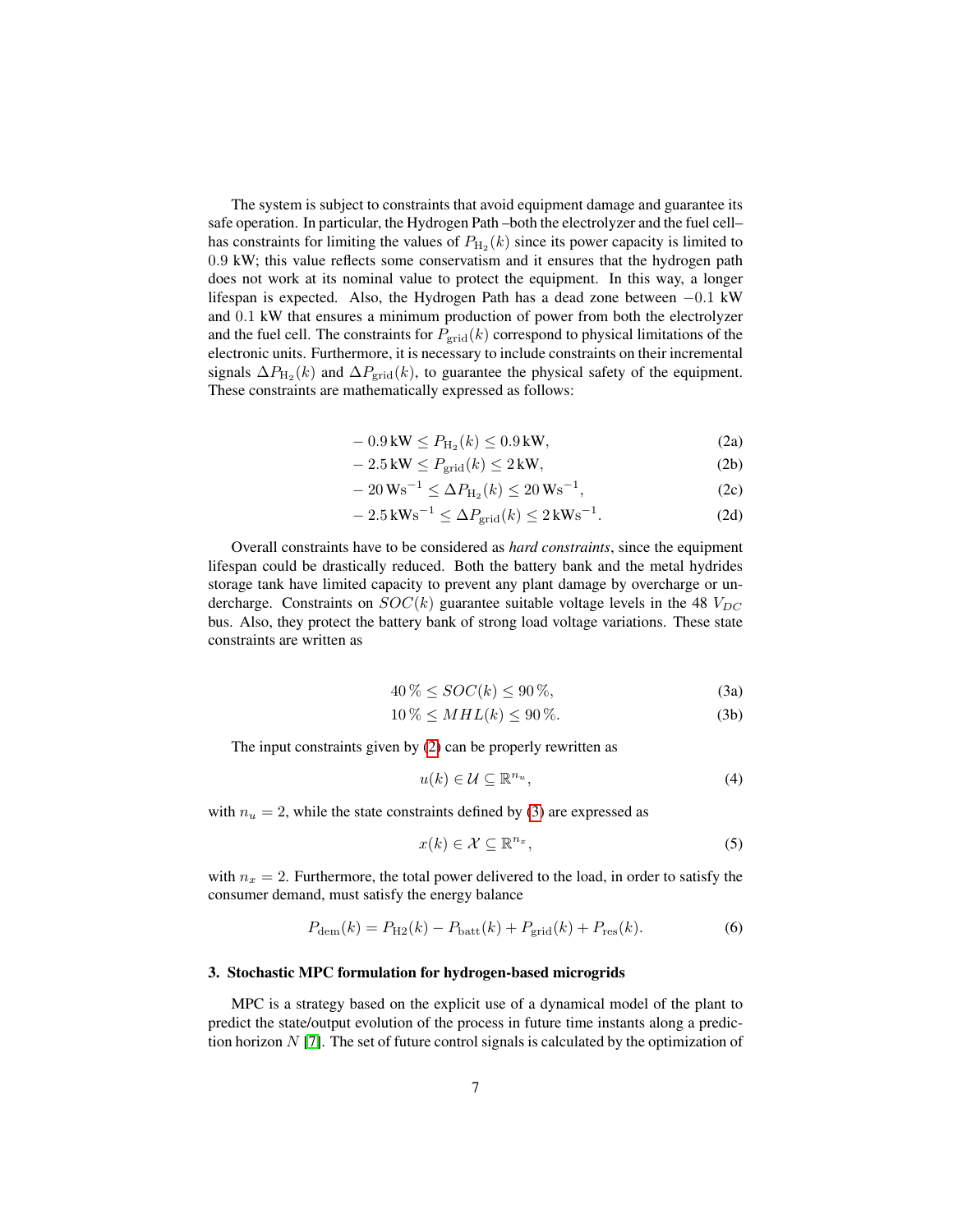The system is subject to constraints that avoid equipment damage and guarantee its safe operation. In particular, the Hydrogen Path –both the electrolyzer and the fuel cell– has constraints for limiting the values of $P_{\mathrm{H}_2}(k)$ since its power capacity is limited to 0.9 kW; this value reflects some conservatism and it ensures that the hydrogen path does not work at its nominal value to protect the equipment. In this way, a longer lifespan is expected. Also, the Hydrogen Path has a dead zone between $-0.1$ kW and 0.1 kW that ensures a minimum production of power from both the electrolyzer and the fuel cell. The constraints for $P_{\mathrm{grid}}(k)$ correspond to physical limitations of the electronic units. Furthermore, it is necessary to include constraints on their incremental signals $\Delta P_{\mathrm{H}_2}(k)$ and $\Delta P_{\mathrm{grid}}(k)$, to guarantee the physical safety of the equipment. These constraints are mathematically expressed as follows:

$$
\begin{aligned}
&-0.9\,\mathrm{kW} \leq P_{\mathrm{H}_2}(k) \leq 0.9\,\mathrm{kW}, && \text{(2a)}\\
&-2.5\,\mathrm{kW} \leq P_{\mathrm{grid}}(k) \leq 2\,\mathrm{kW}, && \text{(2b)}\\
&-20\,\mathrm{Ws}^{-1} \leq \Delta P_{\mathrm{H}_2}(k) \leq 20\,\mathrm{Ws}^{-1}, && \text{(2c)}\\
&-2.5\,\mathrm{kWs}^{-1} \leq \Delta P_{\mathrm{grid}}(k) \leq 2\,\mathrm{kWs}^{-1}. && \text{(2d)}
\end{aligned}
$$

Overall constraints have to be considered as *hard constraints*, since the equipment lifespan could be drastically reduced. Both the battery bank and the metal hydrides storage tank have limited capacity to prevent any plant damage by overcharge or undercharge. Constraints on $SOC(k)$ guarantee suitable voltage levels in the 48 $V_{DC}$ bus. Also, they protect the battery bank of strong load voltage variations. These state constraints are written as

$$
\begin{aligned}
&40\,\% \leq SOC(k) \leq 90\,\%, && \text{(3a)}\\
&10\,\% \leq MHL(k) \leq 90\,\%. && \text{(3b)}
\end{aligned}
$$

The input constraints given by (2) can be properly rewritten as

$$
u(k) \in \mathcal{U} \subseteq \mathbb{R}^{n_u}, \tag{4}
$$

with $n_u = 2$, while the state constraints defined by (3) are expressed as

$$
x(k) \in \mathcal{X} \subseteq \mathbb{R}^{n_x}, \tag{5}
$$

with $n_x = 2$. Furthermore, the total power delivered to the load, in order to satisfy the consumer demand, must satisfy the energy balance

$$
P_{\mathrm{dem}}(k) = P_{\mathrm{H2}}(k) - P_{\mathrm{batt}}(k) + P_{\mathrm{grid}}(k) + P_{\mathrm{res}}(k). \tag{6}
$$

## 3. Stochastic MPC formulation for hydrogen-based microgrids

MPC is a strategy based on the explicit use of a dynamical model of the plant to predict the state/output evolution of the process in future time instants along a prediction horizon $N$ [7]. The set of future control signals is calculated by the optimization of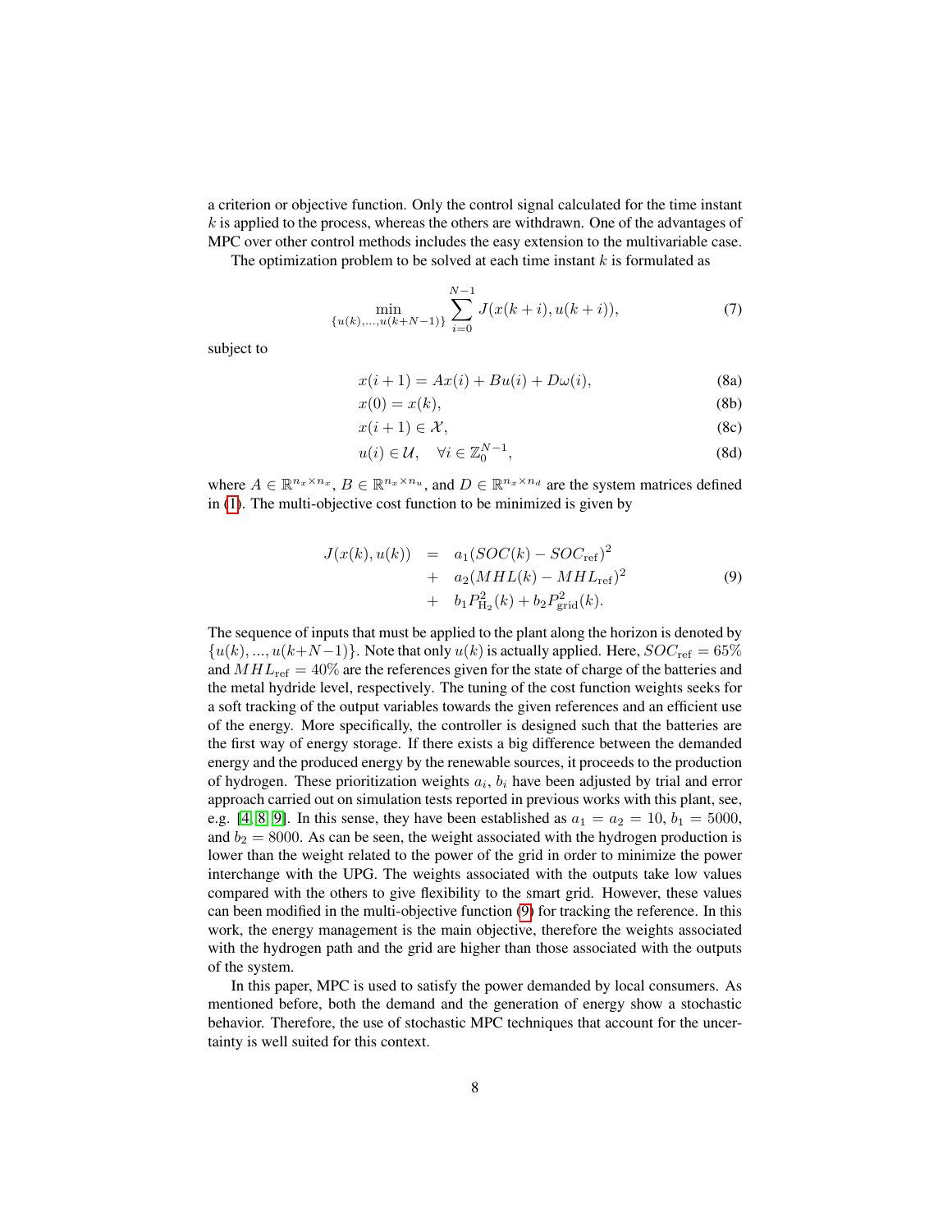a criterion or objective function. Only the control signal calculated for the time instant $k$ is applied to the process, whereas the others are withdrawn. One of the advantages of MPC over other control methods includes the easy extension to the multivariable case.

The optimization problem to be solved at each time instant $k$ is formulated as

$$\min_{\{u(k),...,u(k+N-1)\}} \sum_{i=0}^{N-1} J(x(k+i), u(k+i)), \tag{7}$$

subject to

$$x(i+1) = Ax(i) + Bu(i) + D\omega(i), \tag{8a}$$

$$x(0) = x(k), \tag{8b}$$

$$x(i+1) \in \mathcal{X}, \tag{8c}$$

$$u(i) \in \mathcal{U}, \quad \forall i \in \mathbb{Z}_0^{N-1}, \tag{8d}$$

where $A \in \mathbb{R}^{n_x \times n_x}$, $B \in \mathbb{R}^{n_x \times n_u}$, and $D \in \mathbb{R}^{n_x \times n_d}$ are the system matrices defined in (1). The multi-objective cost function to be minimized is given by

$$\begin{aligned} J(x(k), u(k)) &= a_1(SOC(k) - SOC_{\text{ref}})^2 \\ &+ a_2(MHL(k) - MHL_{\text{ref}})^2 \\ &+ b_1 P_{\text{H}_2}^2(k) + b_2 P_{\text{grid}}^2(k). \end{aligned} \tag{9}$$

The sequence of inputs that must be applied to the plant along the horizon is denoted by $\{u(k), ..., u(k+N-1)\}$. Note that only $u(k)$ is actually applied. Here, $SOC_{\text{ref}} = 65\%$ and $MHL_{\text{ref}} = 40\%$ are the references given for the state of charge of the batteries and the metal hydride level, respectively. The tuning of the cost function weights seeks for a soft tracking of the output variables towards the given references and an efficient use of the energy. More specifically, the controller is designed such that the batteries are the first way of energy storage. If there exists a big difference between the demanded energy and the produced energy by the renewable sources, it proceeds to the production of hydrogen. These prioritization weights $a_i$, $b_i$ have been adjusted by trial and error approach carried out on simulation tests reported in previous works with this plant, see, e.g. [4, 8, 9]. In this sense, they have been established as $a_1 = a_2 = 10$, $b_1 = 5000$, and $b_2 = 8000$. As can be seen, the weight associated with the hydrogen production is lower than the weight related to the power of the grid in order to minimize the power interchange with the UPG. The weights associated with the outputs take low values compared with the others to give flexibility to the smart grid. However, these values can been modified in the multi-objective function (9) for tracking the reference. In this work, the energy management is the main objective, therefore the weights associated with the hydrogen path and the grid are higher than those associated with the outputs of the system.

In this paper, MPC is used to satisfy the power demanded by local consumers. As mentioned before, both the demand and the generation of energy show a stochastic behavior. Therefore, the use of stochastic MPC techniques that account for the uncertainty is well suited for this context.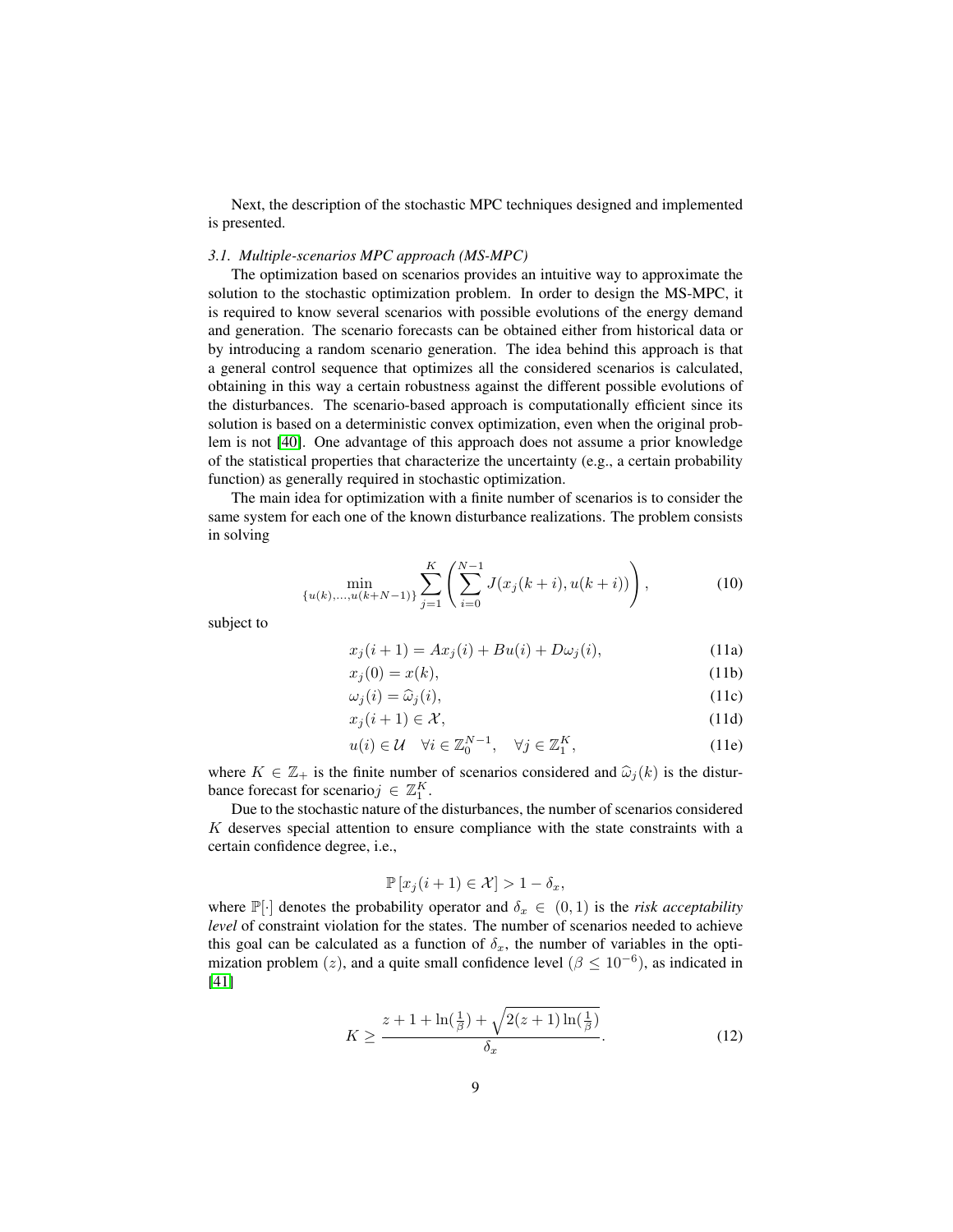Next, the description of the stochastic MPC techniques designed and implemented is presented.

### *3.1. Multiple-scenarios MPC approach (MS-MPC)*

The optimization based on scenarios provides an intuitive way to approximate the solution to the stochastic optimization problem. In order to design the MS-MPC, it is required to know several scenarios with possible evolutions of the energy demand and generation. The scenario forecasts can be obtained either from historical data or by introducing a random scenario generation. The idea behind this approach is that a general control sequence that optimizes all the considered scenarios is calculated, obtaining in this way a certain robustness against the different possible evolutions of the disturbances. The scenario-based approach is computationally efficient since its solution is based on a deterministic convex optimization, even when the original problem is not [40]. One advantage of this approach does not assume a prior knowledge of the statistical properties that characterize the uncertainty (e.g., a certain probability function) as generally required in stochastic optimization.

The main idea for optimization with a finite number of scenarios is to consider the same system for each one of the known disturbance realizations. The problem consists in solving

$$\min_{\{u(k),\ldots,u(k+N-1)\}} \sum_{j=1}^{K} \left( \sum_{i=0}^{N-1} J(x_j(k+i), u(k+i)) \right), \tag{10}$$

subject to

$$x_j(i+1) = Ax_j(i) + Bu(i) + D\omega_j(i), \tag{11a}$$

$$x_j(0) = x(k), \tag{11b}$$

$$\omega_j(i) = \widehat{\omega}_j(i), \tag{11c}$$

$$x_j(i+1) \in \mathcal{X}, \tag{11d}$$

$$u(i) \in \mathcal{U} \quad \forall i \in \mathbb{Z}_0^{N-1}, \quad \forall j \in \mathbb{Z}_1^K, \tag{11e}$$

where $K \in \mathbb{Z}_+$ is the finite number of scenarios considered and $\widehat{\omega}_j(k)$ is the disturbance forecast for scenario$j \in \mathbb{Z}_1^K$.

Due to the stochastic nature of the disturbances, the number of scenarios considered $K$ deserves special attention to ensure compliance with the state constraints with a certain confidence degree, i.e.,

$$\mathbb{P}\left[x_j(i+1) \in \mathcal{X}\right] > 1 - \delta_x,$$

where $\mathbb{P}[\cdot]$ denotes the probability operator and $\delta_x \in (0, 1)$ is the *risk acceptability level* of constraint violation for the states. The number of scenarios needed to achieve this goal can be calculated as a function of $\delta_x$, the number of variables in the optimization problem ($z$), and a quite small confidence level ($\beta \leq 10^{-6}$), as indicated in [41]

$$K \geq \frac{z + 1 + \ln(\frac{1}{\beta}) + \sqrt{2(z+1)\ln(\frac{1}{\beta})}}{\delta_x}. \tag{12}$$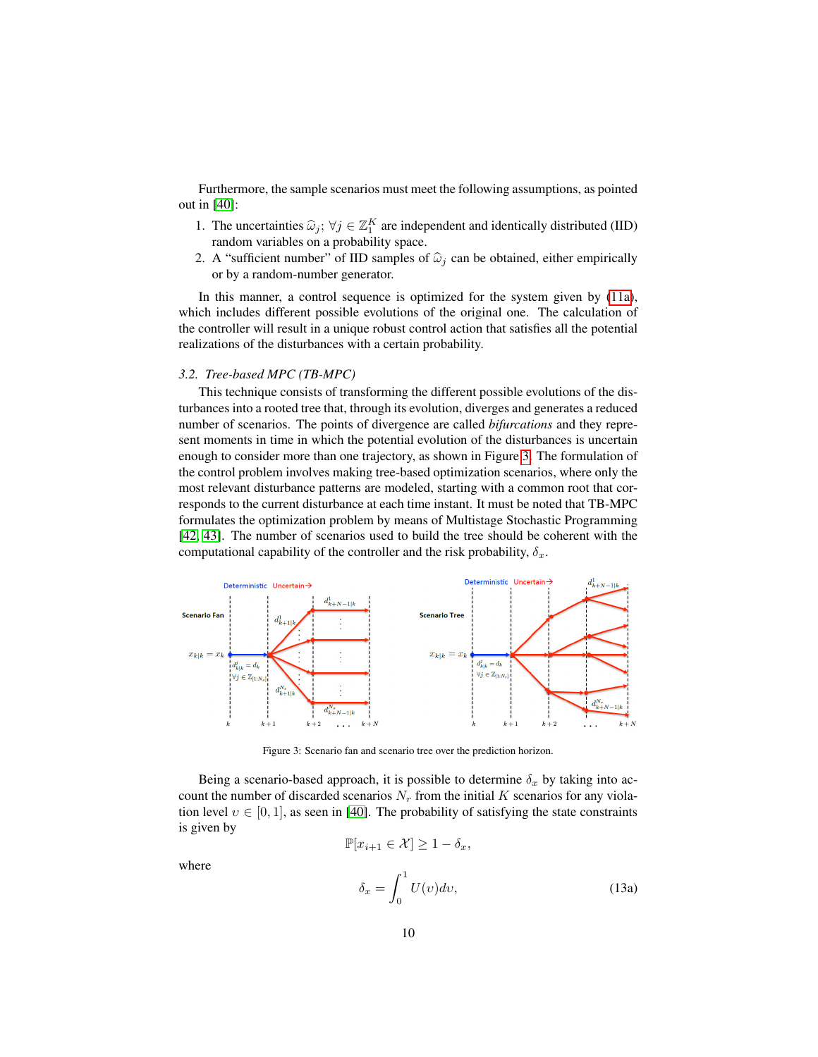Furthermore, the sample scenarios must meet the following assumptions, as pointed out in [40]:

1. The uncertainties $\widehat{\omega}_j;\ \forall j \in \mathbb{Z}_1^K$ are independent and identically distributed (IID) random variables on a probability space.
2. A "sufficient number" of IID samples of $\widehat{\omega}_j$ can be obtained, either empirically or by a random-number generator.

In this manner, a control sequence is optimized for the system given by (11a), which includes different possible evolutions of the original one. The calculation of the controller will result in a unique robust control action that satisfies all the potential realizations of the disturbances with a certain probability.

### 3.2. Tree-based MPC (TB-MPC)

This technique consists of transforming the different possible evolutions of the disturbances into a rooted tree that, through its evolution, diverges and generates a reduced number of scenarios. The points of divergence are called *bifurcations* and they represent moments in time in which the potential evolution of the disturbances is uncertain enough to consider more than one trajectory, as shown in Figure 3. The formulation of the control problem involves making tree-based optimization scenarios, where only the most relevant disturbance patterns are modeled, starting with a common root that corresponds to the current disturbance at each time instant. It must be noted that TB-MPC formulates the optimization problem by means of Multistage Stochastic Programming [42, 43]. The number of scenarios used to build the tree should be coherent with the computational capability of the controller and the risk probability, $\delta_x$.

Figure 3: Scenario fan and scenario tree over the prediction horizon.

Being a scenario-based approach, it is possible to determine $\delta_x$ by taking into account the number of discarded scenarios $N_r$ from the initial $K$ scenarios for any violation level $\upsilon \in [0, 1]$, as seen in [40]. The probability of satisfying the state constraints is given by

$$\mathbb{P}[x_{i+1} \in \mathcal{X}] \geq 1 - \delta_x,$$

where

$$\delta_x = \int_0^1 U(\upsilon) d\upsilon, \tag{13a}$$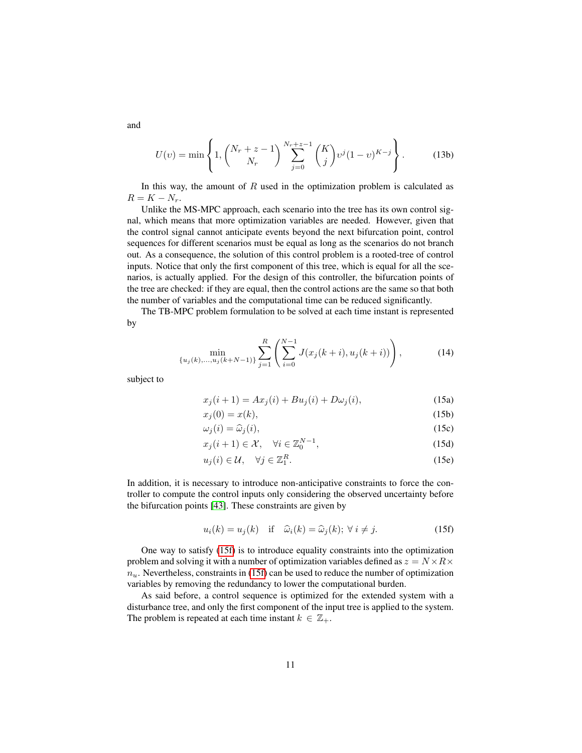and

$$U(\upsilon) = \min \left\{ 1, \binom{N_r + z - 1}{N_r} \sum_{j=0}^{N_r+z-1} \binom{K}{j} \upsilon^j (1-\upsilon)^{K-j} \right\}. \tag{13b}$$

In this way, the amount of $R$ used in the optimization problem is calculated as $R = K - N_r$.

Unlike the MS-MPC approach, each scenario into the tree has its own control signal, which means that more optimization variables are needed. However, given that the control signal cannot anticipate events beyond the next bifurcation point, control sequences for different scenarios must be equal as long as the scenarios do not branch out. As a consequence, the solution of this control problem is a rooted-tree of control inputs. Notice that only the first component of this tree, which is equal for all the scenarios, is actually applied. For the design of this controller, the bifurcation points of the tree are checked: if they are equal, then the control actions are the same so that both the number of variables and the computational time can be reduced significantly.

The TB-MPC problem formulation to be solved at each time instant is represented by

$$\min_{\{u_j(k),\ldots,u_j(k+N-1)\}} \sum_{j=1}^{R} \left( \sum_{i=0}^{N-1} J(x_j(k+i), u_j(k+i)) \right), \tag{14}$$

subject to

$$x_j(i+1) = Ax_j(i) + Bu_j(i) + D\omega_j(i), \tag{15a}$$

$$x_j(0) = x(k), \tag{15b}$$

$$\omega_j(i) = \widehat{\omega}_j(i), \tag{15c}$$

$$x_j(i+1) \in \mathcal{X}, \quad \forall i \in \mathbb{Z}_0^{N-1}, \tag{15d}$$

$$u_j(i) \in \mathcal{U}, \quad \forall j \in \mathbb{Z}_1^R. \tag{15e}$$

In addition, it is necessary to introduce non-anticipative constraints to force the controller to compute the control inputs only considering the observed uncertainty before the bifurcation points [43]. These constraints are given by

$$u_i(k) = u_j(k) \quad \text{if} \quad \widehat{\omega}_i(k) = \widehat{\omega}_j(k); \; \forall \, i \neq j. \tag{15f}$$

One way to satisfy (15f) is to introduce equality constraints into the optimization problem and solving it with a number of optimization variables defined as $z = N \times R \times n_u$. Nevertheless, constraints in (15f) can be used to reduce the number of optimization variables by removing the redundancy to lower the computational burden.

As said before, a control sequence is optimized for the extended system with a disturbance tree, and only the first component of the input tree is applied to the system. The problem is repeated at each time instant $k \in \mathbb{Z}_+$.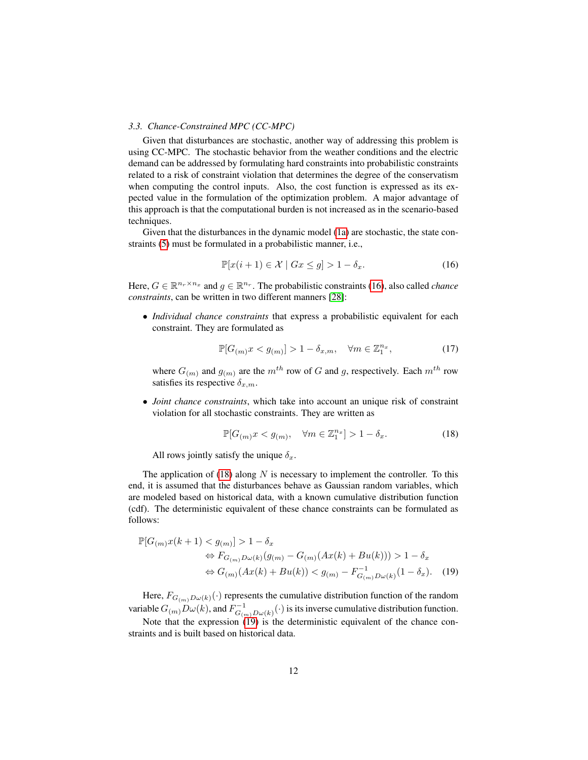### 3.3. Chance-Constrained MPC (CC-MPC)

Given that disturbances are stochastic, another way of addressing this problem is using CC-MPC. The stochastic behavior from the weather conditions and the electric demand can be addressed by formulating hard constraints into probabilistic constraints related to a risk of constraint violation that determines the degree of the conservatism when computing the control inputs. Also, the cost function is expressed as its expected value in the formulation of the optimization problem. A major advantage of this approach is that the computational burden is not increased as in the scenario-based techniques.

Given that the disturbances in the dynamic model (1a) are stochastic, the state constraints (5) must be formulated in a probabilistic manner, i.e.,

$$\mathbb{P}[x(i+1) \in \mathcal{X} \mid Gx \leq g] > 1 - \delta_x. \tag{16}$$

Here, $G \in \mathbb{R}^{n_r \times n_x}$ and $g \in \mathbb{R}^{n_r}$. The probabilistic constraints (16), also called *chance constraints*, can be written in two different manners [28]:

- *Individual chance constraints* that express a probabilistic equivalent for each constraint. They are formulated as

$$\mathbb{P}[G_{(m)}x < g_{(m)}] > 1 - \delta_{x,m}, \quad \forall m \in \mathbb{Z}_1^{n_x}, \tag{17}$$

  where $G_{(m)}$ and $g_{(m)}$ are the $m^{th}$ row of $G$ and $g$, respectively. Each $m^{th}$ row satisfies its respective $\delta_{x,m}$.

- *Joint chance constraints*, which take into account an unique risk of constraint violation for all stochastic constraints. They are written as

$$\mathbb{P}[G_{(m)}x < g_{(m)}, \quad \forall m \in \mathbb{Z}_1^{n_x}] > 1 - \delta_x. \tag{18}$$

  All rows jointly satisfy the unique $\delta_x$.

The application of (18) along $N$ is necessary to implement the controller. To this end, it is assumed that the disturbances behave as Gaussian random variables, which are modeled based on historical data, with a known cumulative distribution function (cdf). The deterministic equivalent of these chance constraints can be formulated as follows:

$$\begin{aligned}
\mathbb{P}[G_{(m)}x(k+1) < g_{(m)}] > 1 - \delta_x& \\
\Leftrightarrow F_{G_{(m)}D\omega(k)}(g_{(m)} - G_{(m)}(Ax(k) + Bu(k))) &> 1 - \delta_x \\
\Leftrightarrow G_{(m)}(Ax(k) + Bu(k)) &< g_{(m)} - F^{-1}_{G_{(m)}D\omega(k)}(1 - \delta_x).
\end{aligned} \tag{19}$$

Here, $F_{G_{(m)}D\omega(k)}(\cdot)$ represents the cumulative distribution function of the random variable $G_{(m)}D\omega(k)$, and $F^{-1}_{G_{(m)}D\omega(k)}(\cdot)$ is its inverse cumulative distribution function.

Note that the expression (19) is the deterministic equivalent of the chance constraints and is built based on historical data.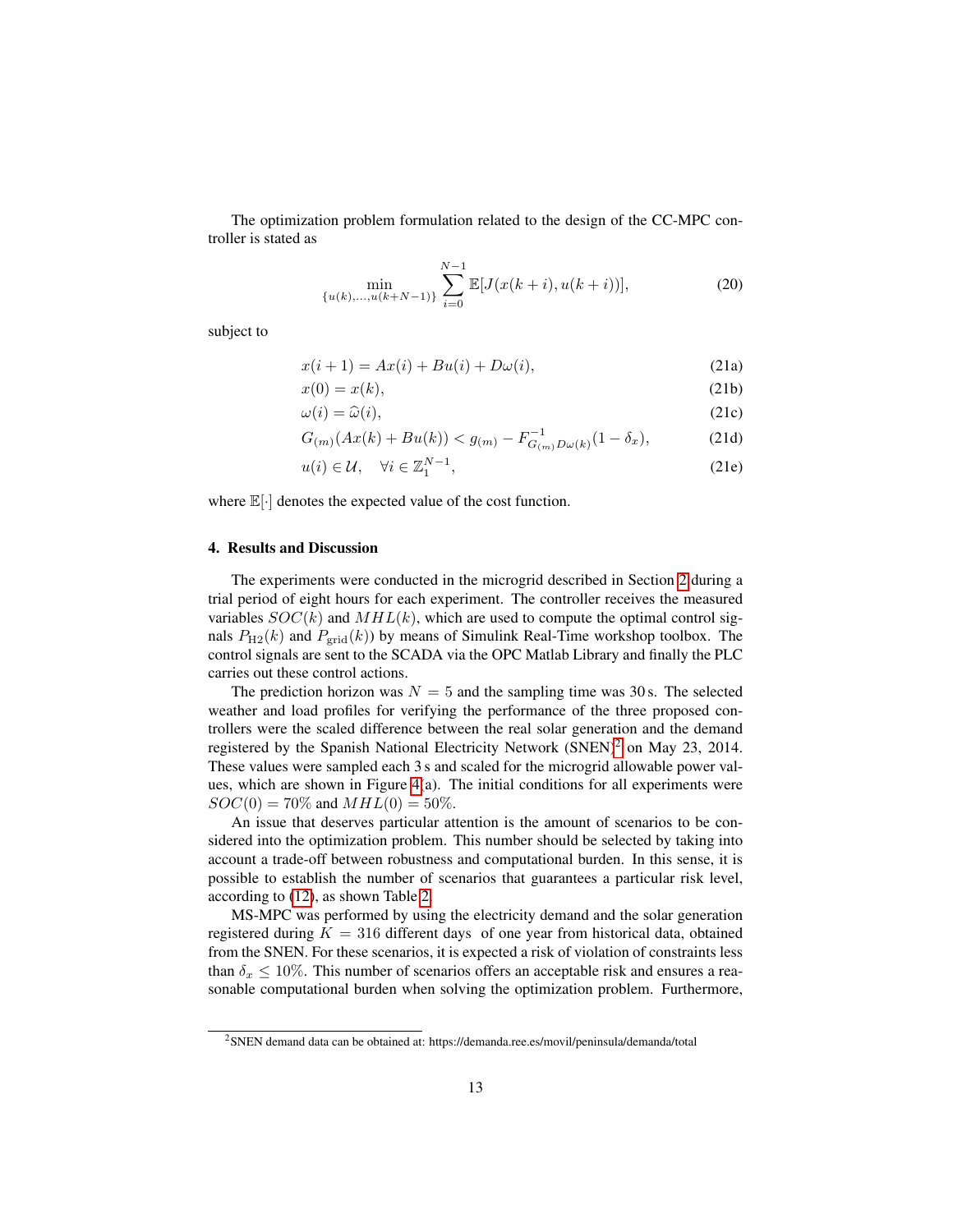The optimization problem formulation related to the design of the CC-MPC controller is stated as

$$\min_{\{u(k),\ldots,u(k+N-1)\}} \sum_{i=0}^{N-1} \mathbb{E}[J(x(k+i), u(k+i))], \tag{20}$$

subject to

$$x(i+1) = Ax(i) + Bu(i) + D\omega(i), \tag{21a}$$

$$x(0) = x(k), \tag{21b}$$

$$\omega(i) = \widehat{\omega}(i), \tag{21c}$$

$$G_{(m)}(Ax(k) + Bu(k)) < g_{(m)} - F^{-1}_{G_{(m)}D\omega(k)}(1 - \delta_x), \tag{21d}$$

$$u(i) \in \mathcal{U}, \quad \forall i \in \mathbb{Z}_1^{N-1}, \tag{21e}$$

where $\mathbb{E}[\cdot]$ denotes the expected value of the cost function.

#### 4. Results and Discussion

The experiments were conducted in the microgrid described in Section 2 during a trial period of eight hours for each experiment. The controller receives the measured variables $SOC(k)$ and $MHL(k)$, which are used to compute the optimal control signals $P_{\mathrm{H2}}(k)$ and $P_{\mathrm{grid}}(k)$) by means of Simulink Real-Time workshop toolbox. The control signals are sent to the SCADA via the OPC Matlab Library and finally the PLC carries out these control actions.

The prediction horizon was $N = 5$ and the sampling time was 30 s. The selected weather and load profiles for verifying the performance of the three proposed controllers were the scaled difference between the real solar generation and the demand registered by the Spanish National Electricity Network (SNEN)[2] on May 23, 2014. These values were sampled each 3 s and scaled for the microgrid allowable power values, which are shown in Figure 4(a). The initial conditions for all experiments were $SOC(0) = 70\%$ and $MHL(0) = 50\%$.

An issue that deserves particular attention is the amount of scenarios to be considered into the optimization problem. This number should be selected by taking into account a trade-off between robustness and computational burden. In this sense, it is possible to establish the number of scenarios that guarantees a particular risk level, according to (12), as shown Table 2.

MS-MPC was performed by using the electricity demand and the solar generation registered during $K = 316$ different days of one year from historical data, obtained from the SNEN. For these scenarios, it is expected a risk of violation of constraints less than $\delta_x \leq 10\%$. This number of scenarios offers an acceptable risk and ensures a reasonable computational burden when solving the optimization problem. Furthermore,

[2] SNEN demand data can be obtained at: https://demanda.ree.es/movil/peninsula/demanda/total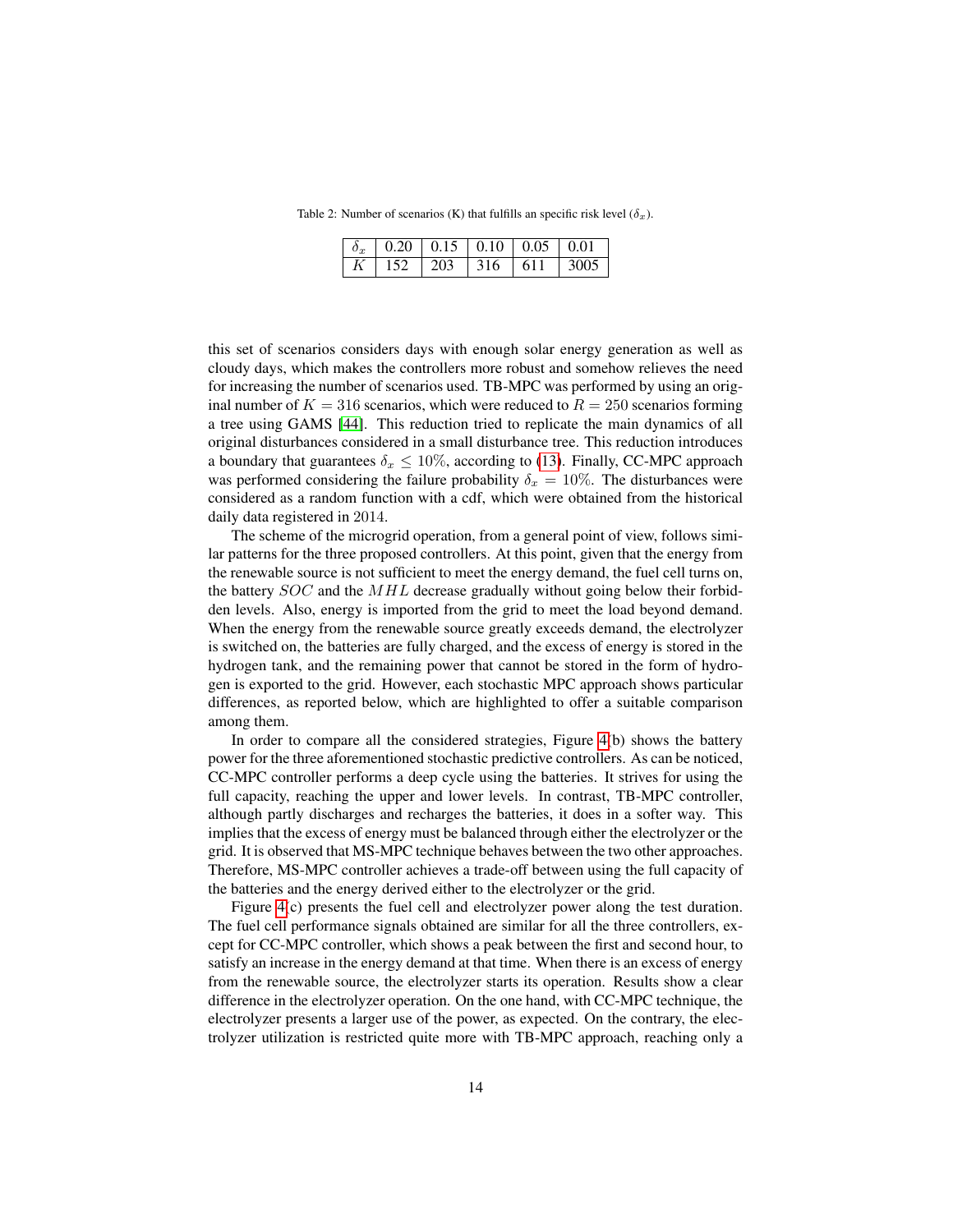Table 2: Number of scenarios (K) that fulfills an specific risk level ($\delta_x$).

| $\delta_x$ | 0.20 | 0.15 | 0.10 | 0.05 | 0.01 |
|---|---|---|---|---|---|
| $K$ | 152 | 203 | 316 | 611 | 3005 |

this set of scenarios considers days with enough solar energy generation as well as cloudy days, which makes the controllers more robust and somehow relieves the need for increasing the number of scenarios used. TB-MPC was performed by using an original number of $K = 316$ scenarios, which were reduced to $R = 250$ scenarios forming a tree using GAMS [44]. This reduction tried to replicate the main dynamics of all original disturbances considered in a small disturbance tree. This reduction introduces a boundary that guarantees $\delta_x \leq 10\%$, according to (13). Finally, CC-MPC approach was performed considering the failure probability $\delta_x = 10\%$. The disturbances were considered as a random function with a cdf, which were obtained from the historical daily data registered in 2014.

The scheme of the microgrid operation, from a general point of view, follows similar patterns for the three proposed controllers. At this point, given that the energy from the renewable source is not sufficient to meet the energy demand, the fuel cell turns on, the battery $SOC$ and the $MHL$ decrease gradually without going below their forbidden levels. Also, energy is imported from the grid to meet the load beyond demand. When the energy from the renewable source greatly exceeds demand, the electrolyzer is switched on, the batteries are fully charged, and the excess of energy is stored in the hydrogen tank, and the remaining power that cannot be stored in the form of hydrogen is exported to the grid. However, each stochastic MPC approach shows particular differences, as reported below, which are highlighted to offer a suitable comparison among them.

In order to compare all the considered strategies, Figure 4(b) shows the battery power for the three aforementioned stochastic predictive controllers. As can be noticed, CC-MPC controller performs a deep cycle using the batteries. It strives for using the full capacity, reaching the upper and lower levels. In contrast, TB-MPC controller, although partly discharges and recharges the batteries, it does in a softer way. This implies that the excess of energy must be balanced through either the electrolyzer or the grid. It is observed that MS-MPC technique behaves between the two other approaches. Therefore, MS-MPC controller achieves a trade-off between using the full capacity of the batteries and the energy derived either to the electrolyzer or the grid.

Figure 4(c) presents the fuel cell and electrolyzer power along the test duration. The fuel cell performance signals obtained are similar for all the three controllers, except for CC-MPC controller, which shows a peak between the first and second hour, to satisfy an increase in the energy demand at that time. When there is an excess of energy from the renewable source, the electrolyzer starts its operation. Results show a clear difference in the electrolyzer operation. On the one hand, with CC-MPC technique, the electrolyzer presents a larger use of the power, as expected. On the contrary, the electrolyzer utilization is restricted quite more with TB-MPC approach, reaching only a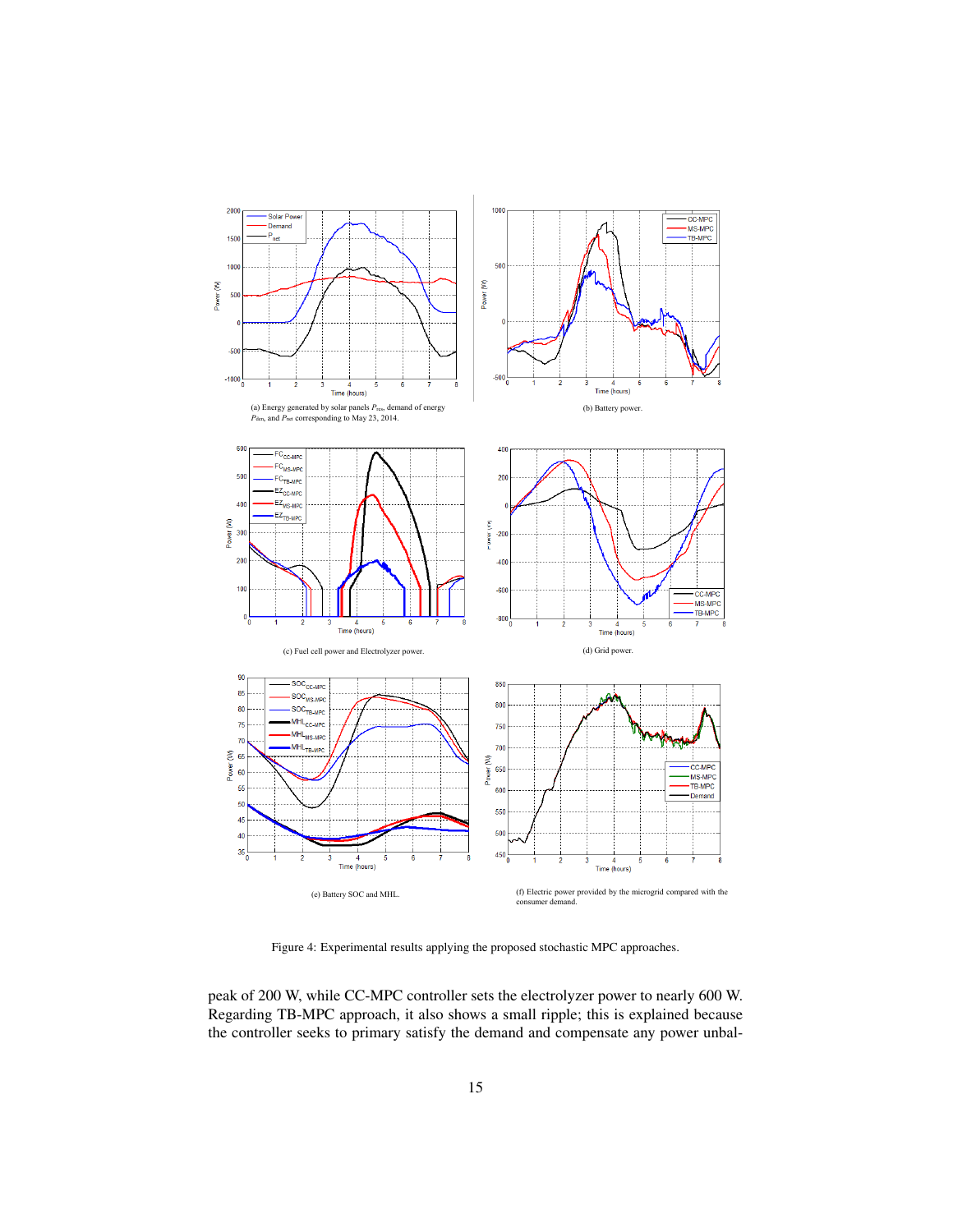(a) Energy generated by solar panels $P_{ren}$, demand of energy $P_{dem}$, and $P_{net}$ corresponding to May 23, 2014.

(b) Battery power.

(c) Fuel cell power and Electrolyzer power.

(d) Grid power.

(e) Battery SOC and MHL.

(f) Electric power provided by the microgrid compared with the consumer demand.

Figure 4: Experimental results applying the proposed stochastic MPC approaches.

peak of 200 W, while CC-MPC controller sets the electrolyzer power to nearly 600 W. Regarding TB-MPC approach, it also shows a small ripple; this is explained because the controller seeks to primary satisfy the demand and compensate any power unbal-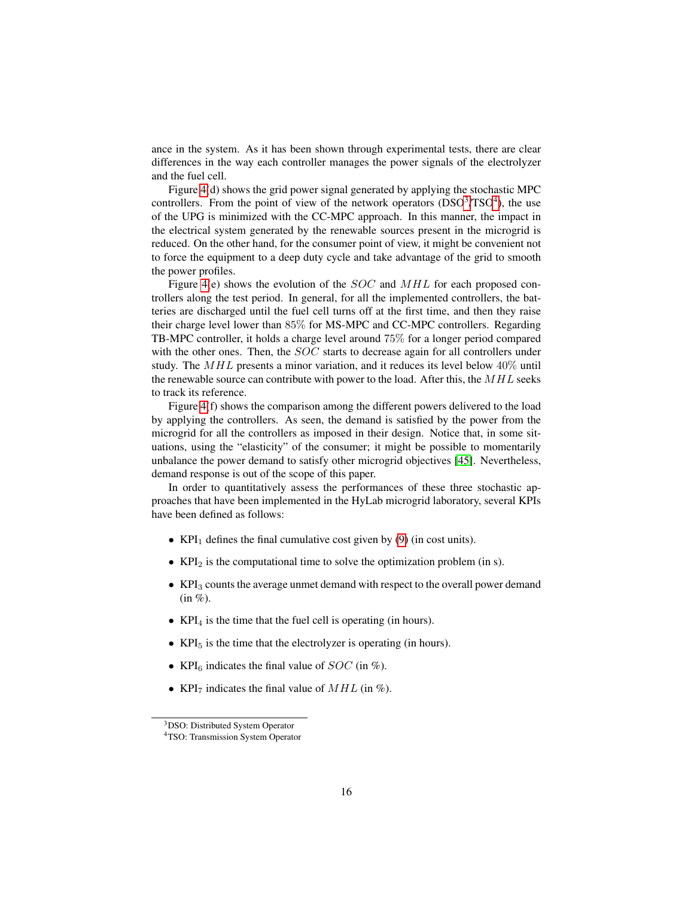ance in the system. As it has been shown through experimental tests, there are clear differences in the way each controller manages the power signals of the electrolyzer and the fuel cell.

Figure 4(d) shows the grid power signal generated by applying the stochastic MPC controllers. From the point of view of the network operators (DSO[3]/TSO[4]), the use of the UPG is minimized with the CC-MPC approach. In this manner, the impact in the electrical system generated by the renewable sources present in the microgrid is reduced. On the other hand, for the consumer point of view, it might be convenient not to force the equipment to a deep duty cycle and take advantage of the grid to smooth the power profiles.

Figure 4(e) shows the evolution of the $SOC$ and $MHL$ for each proposed controllers along the test period. In general, for all the implemented controllers, the batteries are discharged until the fuel cell turns off at the first time, and then they raise their charge level lower than $85\%$ for MS-MPC and CC-MPC controllers. Regarding TB-MPC controller, it holds a charge level around $75\%$ for a longer period compared with the other ones. Then, the $SOC$ starts to decrease again for all controllers under study. The $MHL$ presents a minor variation, and it reduces its level below $40\%$ until the renewable source can contribute with power to the load. After this, the $MHL$ seeks to track its reference.

Figure 4(f) shows the comparison among the different powers delivered to the load by applying the controllers. As seen, the demand is satisfied by the power from the microgrid for all the controllers as imposed in their design. Notice that, in some situations, using the "elasticity" of the consumer; it might be possible to momentarily unbalance the power demand to satisfy other microgrid objectives [45]. Nevertheless, demand response is out of the scope of this paper.

In order to quantitatively assess the performances of these three stochastic approaches that have been implemented in the HyLab microgrid laboratory, several KPIs have been defined as follows:

- $\text{KPI}_1$ defines the final cumulative cost given by (9) (in cost units).
- $\text{KPI}_2$ is the computational time to solve the optimization problem (in s).
- $\text{KPI}_3$ counts the average unmet demand with respect to the overall power demand (in %).
- $\text{KPI}_4$ is the time that the fuel cell is operating (in hours).
- $\text{KPI}_5$ is the time that the electrolyzer is operating (in hours).
- $\text{KPI}_6$ indicates the final value of $SOC$ (in %).
- $\text{KPI}_7$ indicates the final value of $MHL$ (in %).

[3] DSO: Distributed System Operator

[4] TSO: Transmission System Operator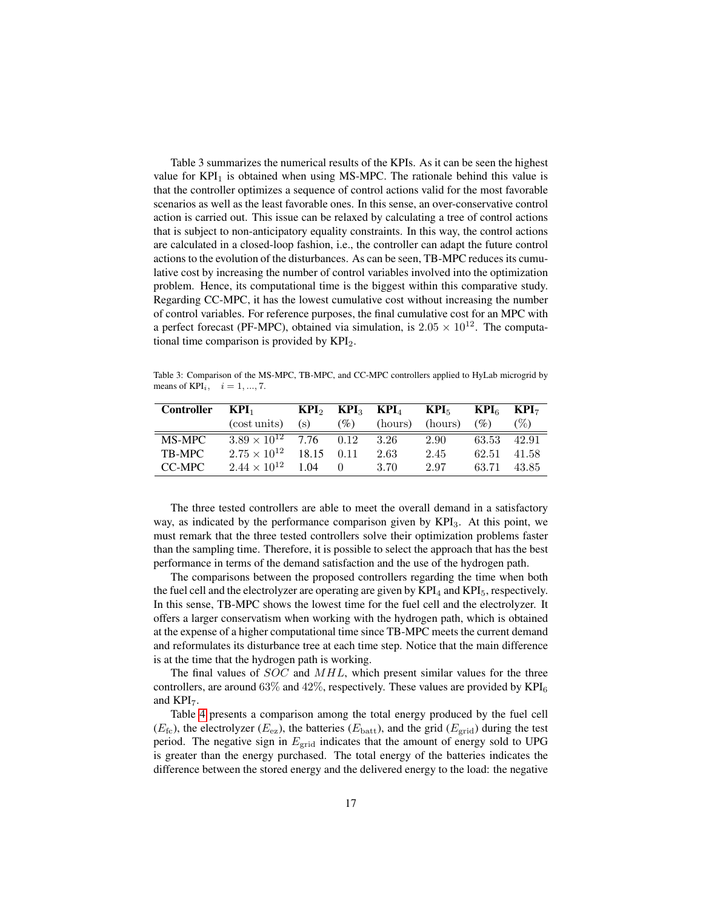Table 3 summarizes the numerical results of the KPIs. As it can be seen the highest value for $\text{KPI}_1$ is obtained when using MS-MPC. The rationale behind this value is that the controller optimizes a sequence of control actions valid for the most favorable scenarios as well as the least favorable ones. In this sense, an over-conservative control action is carried out. This issue can be relaxed by calculating a tree of control actions that is subject to non-anticipatory equality constraints. In this way, the control actions are calculated in a closed-loop fashion, i.e., the controller can adapt the future control actions to the evolution of the disturbances. As can be seen, TB-MPC reduces its cumulative cost by increasing the number of control variables involved into the optimization problem. Hence, its computational time is the biggest within this comparative study. Regarding CC-MPC, it has the lowest cumulative cost without increasing the number of control variables. For reference purposes, the final cumulative cost for an MPC with a perfect forecast (PF-MPC), obtained via simulation, is $2.05 \times 10^{12}$. The computational time comparison is provided by $\text{KPI}_2$.

Table 3: Comparison of the MS-MPC, TB-MPC, and CC-MPC controllers applied to HyLab microgrid by means of $\text{KPI}_i$, $\quad i = 1, ..., 7$.

| **Controller** | $\textbf{KPI}_1$ (cost units) | $\textbf{KPI}_2$ (s) | $\textbf{KPI}_3$ (%) | $\textbf{KPI}_4$ (hours) | $\textbf{KPI}_5$ (hours) | $\textbf{KPI}_6$ (%) | $\textbf{KPI}_7$ (%) |
|---|---|---|---|---|---|---|---|
| MS-MPC | $3.89 \times 10^{12}$ | 7.76 | 0.12 | 3.26 | 2.90 | 63.53 | 42.91 |
| TB-MPC | $2.75 \times 10^{12}$ | 18.15 | 0.11 | 2.63 | 2.45 | 62.51 | 41.58 |
| CC-MPC | $2.44 \times 10^{12}$ | 1.04 | 0 | 3.70 | 2.97 | 63.71 | 43.85 |

The three tested controllers are able to meet the overall demand in a satisfactory way, as indicated by the performance comparison given by $\text{KPI}_3$. At this point, we must remark that the three tested controllers solve their optimization problems faster than the sampling time. Therefore, it is possible to select the approach that has the best performance in terms of the demand satisfaction and the use of the hydrogen path.

The comparisons between the proposed controllers regarding the time when both the fuel cell and the electrolyzer are operating are given by $\text{KPI}_4$ and $\text{KPI}_5$, respectively. In this sense, TB-MPC shows the lowest time for the fuel cell and the electrolyzer. It offers a larger conservatism when working with the hydrogen path, which is obtained at the expense of a higher computational time since TB-MPC meets the current demand and reformulates its disturbance tree at each time step. Notice that the main difference is at the time that the hydrogen path is working.

The final values of $SOC$ and $MHL$, which present similar values for the three controllers, are around $63\%$ and $42\%$, respectively. These values are provided by $\text{KPI}_6$ and $\text{KPI}_7$.

Table 4 presents a comparison among the total energy produced by the fuel cell ($E_{\text{fc}}$), the electrolyzer ($E_{\text{ez}}$), the batteries ($E_{\text{batt}}$), and the grid ($E_{\text{grid}}$) during the test period. The negative sign in $E_{\text{grid}}$ indicates that the amount of energy sold to UPG is greater than the energy purchased. The total energy of the batteries indicates the difference between the stored energy and the delivered energy to the load: the negative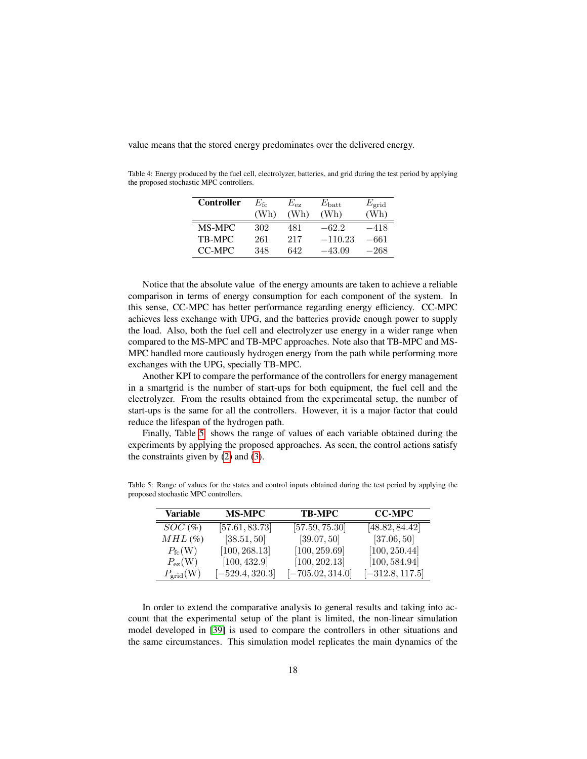value means that the stored energy predominates over the delivered energy.

Table 4: Energy produced by the fuel cell, electrolyzer, batteries, and grid during the test period by applying the proposed stochastic MPC controllers.

| **Controller** | $E_{\text{fc}}$ (Wh) | $E_{\text{ez}}$ (Wh) | $E_{\text{batt}}$ (Wh) | $E_{\text{grid}}$ (Wh) |
|---|---|---|---|---|
| MS-MPC | $302$ | $481$ | $-62.2$ | $-418$ |
| TB-MPC | $261$ | $217$ | $-110.23$ | $-661$ |
| CC-MPC | $348$ | $642$ | $-43.09$ | $-268$ |

Notice that the absolute value of the energy amounts are taken to achieve a reliable comparison in terms of energy consumption for each component of the system. In this sense, CC-MPC has better performance regarding energy efficiency. CC-MPC achieves less exchange with UPG, and the batteries provide enough power to supply the load. Also, both the fuel cell and electrolyzer use energy in a wider range when compared to the MS-MPC and TB-MPC approaches. Note also that TB-MPC and MS-MPC handled more cautiously hydrogen energy from the path while performing more exchanges with the UPG, specially TB-MPC.

Another KPI to compare the performance of the controllers for energy management in a smartgrid is the number of start-ups for both equipment, the fuel cell and the electrolyzer. From the results obtained from the experimental setup, the number of start-ups is the same for all the controllers. However, it is a major factor that could reduce the lifespan of the hydrogen path.

Finally, Table 5 shows the range of values of each variable obtained during the experiments by applying the proposed approaches. As seen, the control actions satisfy the constraints given by (2) and (3).

Table 5: Range of values for the states and control inputs obtained during the test period by applying the proposed stochastic MPC controllers.

| **Variable** | **MS-MPC** | **TB-MPC** | **CC-MPC** |
|---|---|---|---|
| $SOC\,(\%)$ | $[57.61, 83.73]$ | $[57.59, 75.30]$ | $[48.82, 84.42]$ |
| $MHL\,(\%)$ | $[38.51, 50]$ | $[39.07, 50]$ | $[37.06, 50]$ |
| $P_{\text{fc}}(\text{W})$ | $[100, 268.13]$ | $[100, 259.69]$ | $[100, 250.44]$ |
| $P_{\text{ez}}(\text{W})$ | $[100, 432.9]$ | $[100, 202.13]$ | $[100, 584.94]$ |
| $P_{\text{grid}}(\text{W})$ | $[-529.4, 320.3]$ | $[-705.02, 314.0]$ | $[-312.8, 117.5]$ |

In order to extend the comparative analysis to general results and taking into account that the experimental setup of the plant is limited, the non-linear simulation model developed in [39] is used to compare the controllers in other situations and the same circumstances. This simulation model replicates the main dynamics of the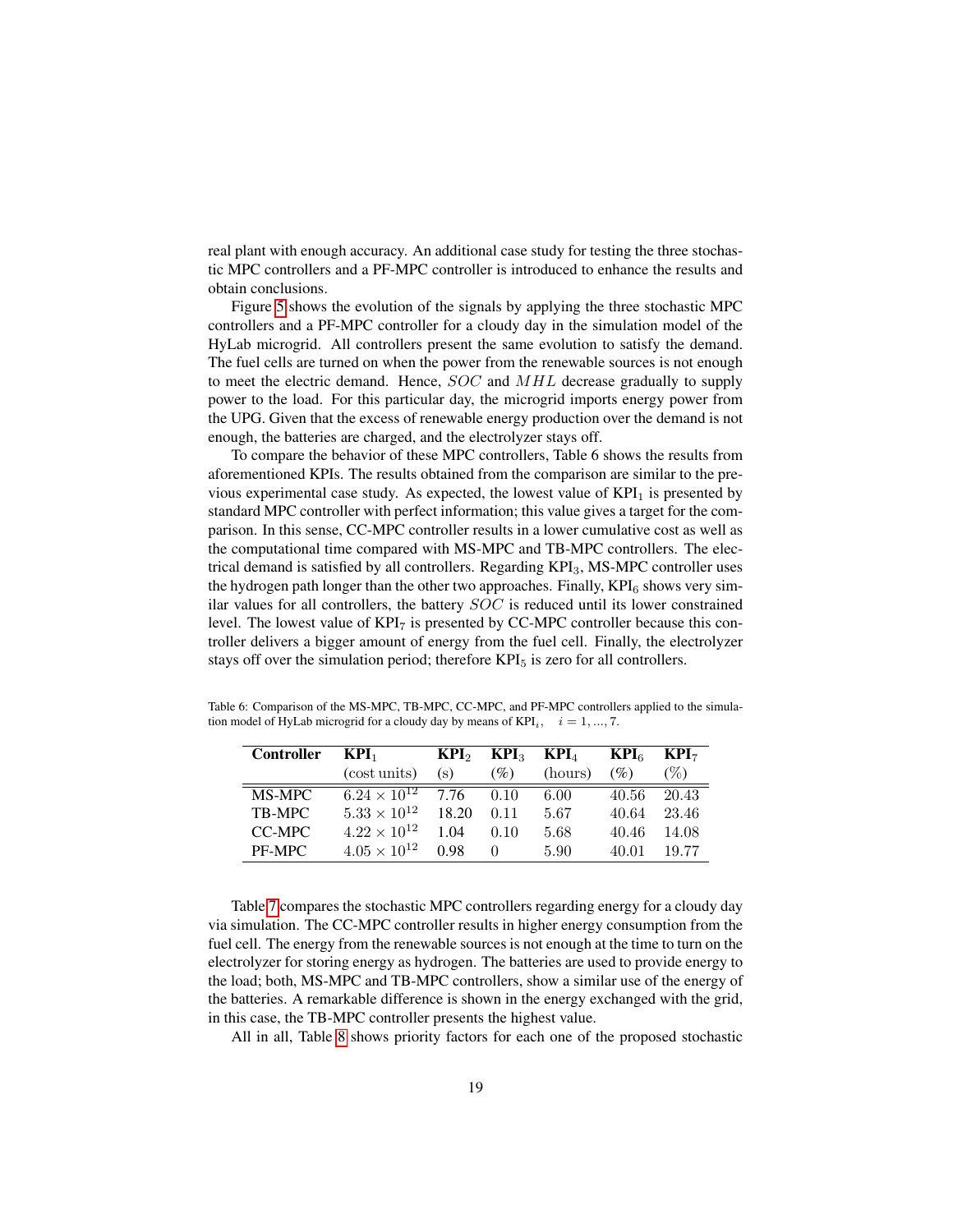real plant with enough accuracy. An additional case study for testing the three stochastic MPC controllers and a PF-MPC controller is introduced to enhance the results and obtain conclusions.

Figure 5 shows the evolution of the signals by applying the three stochastic MPC controllers and a PF-MPC controller for a cloudy day in the simulation model of the HyLab microgrid. All controllers present the same evolution to satisfy the demand. The fuel cells are turned on when the power from the renewable sources is not enough to meet the electric demand. Hence, $SOC$ and $MHL$ decrease gradually to supply power to the load. For this particular day, the microgrid imports energy power from the UPG. Given that the excess of renewable energy production over the demand is not enough, the batteries are charged, and the electrolyzer stays off.

To compare the behavior of these MPC controllers, Table 6 shows the results from aforementioned KPIs. The results obtained from the comparison are similar to the previous experimental case study. As expected, the lowest value of $\text{KPI}_1$ is presented by standard MPC controller with perfect information; this value gives a target for the comparison. In this sense, CC-MPC controller results in a lower cumulative cost as well as the computational time compared with MS-MPC and TB-MPC controllers. The electrical demand is satisfied by all controllers. Regarding $\text{KPI}_3$, MS-MPC controller uses the hydrogen path longer than the other two approaches. Finally, $\text{KPI}_6$ shows very similar values for all controllers, the battery $SOC$ is reduced until its lower constrained level. The lowest value of $\text{KPI}_7$ is presented by CC-MPC controller because this controller delivers a bigger amount of energy from the fuel cell. Finally, the electrolyzer stays off over the simulation period; therefore $\text{KPI}_5$ is zero for all controllers.

Table 6: Comparison of the MS-MPC, TB-MPC, CC-MPC, and PF-MPC controllers applied to the simulation model of HyLab microgrid for a cloudy day by means of $\text{KPI}_i$, $\quad i = 1, ..., 7$.

| **Controller** | $\text{KPI}_1$ (cost units) | $\text{KPI}_2$ (s) | $\text{KPI}_3$ (%) | $\text{KPI}_4$ (hours) | $\text{KPI}_6$ (%) | $\text{KPI}_7$ (%) |
|---|---|---|---|---|---|---|
| MS-MPC | $6.24 \times 10^{12}$ | 7.76 | 0.10 | 6.00 | 40.56 | 20.43 |
| TB-MPC | $5.33 \times 10^{12}$ | 18.20 | 0.11 | 5.67 | 40.64 | 23.46 |
| CC-MPC | $4.22 \times 10^{12}$ | 1.04 | 0.10 | 5.68 | 40.46 | 14.08 |
| PF-MPC | $4.05 \times 10^{12}$ | 0.98 | 0 | 5.90 | 40.01 | 19.77 |

Table 7 compares the stochastic MPC controllers regarding energy for a cloudy day via simulation. The CC-MPC controller results in higher energy consumption from the fuel cell. The energy from the renewable sources is not enough at the time to turn on the electrolyzer for storing energy as hydrogen. The batteries are used to provide energy to the load; both, MS-MPC and TB-MPC controllers, show a similar use of the energy of the batteries. A remarkable difference is shown in the energy exchanged with the grid, in this case, the TB-MPC controller presents the highest value.

All in all, Table 8 shows priority factors for each one of the proposed stochastic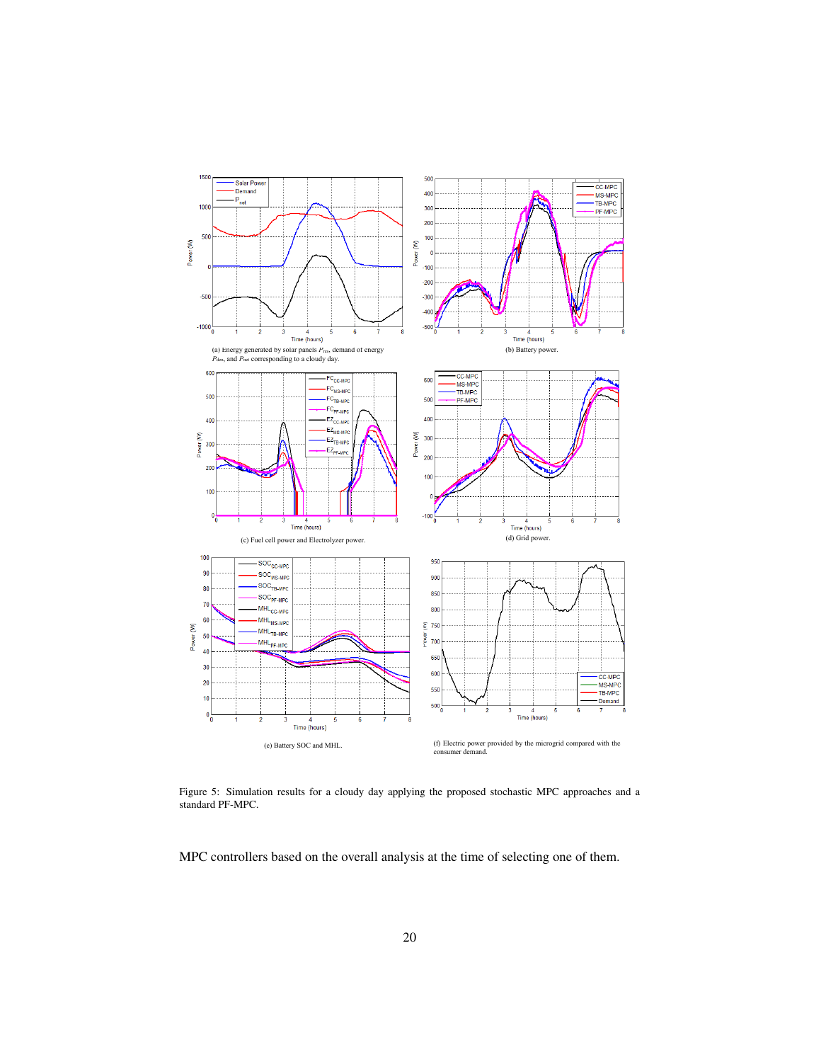(a) Energy generated by solar panels $P_{res}$, demand of energy $P_{dem}$, and $P_{net}$ corresponding to a cloudy day.

(b) Battery power.

(c) Fuel cell power and Electrolyzer power.

(d) Grid power.

(e) Battery SOC and MHL.

(f) Electric power provided by the microgrid compared with the consumer demand.

Figure 5: Simulation results for a cloudy day applying the proposed stochastic MPC approaches and a standard PF-MPC.

MPC controllers based on the overall analysis at the time of selecting one of them.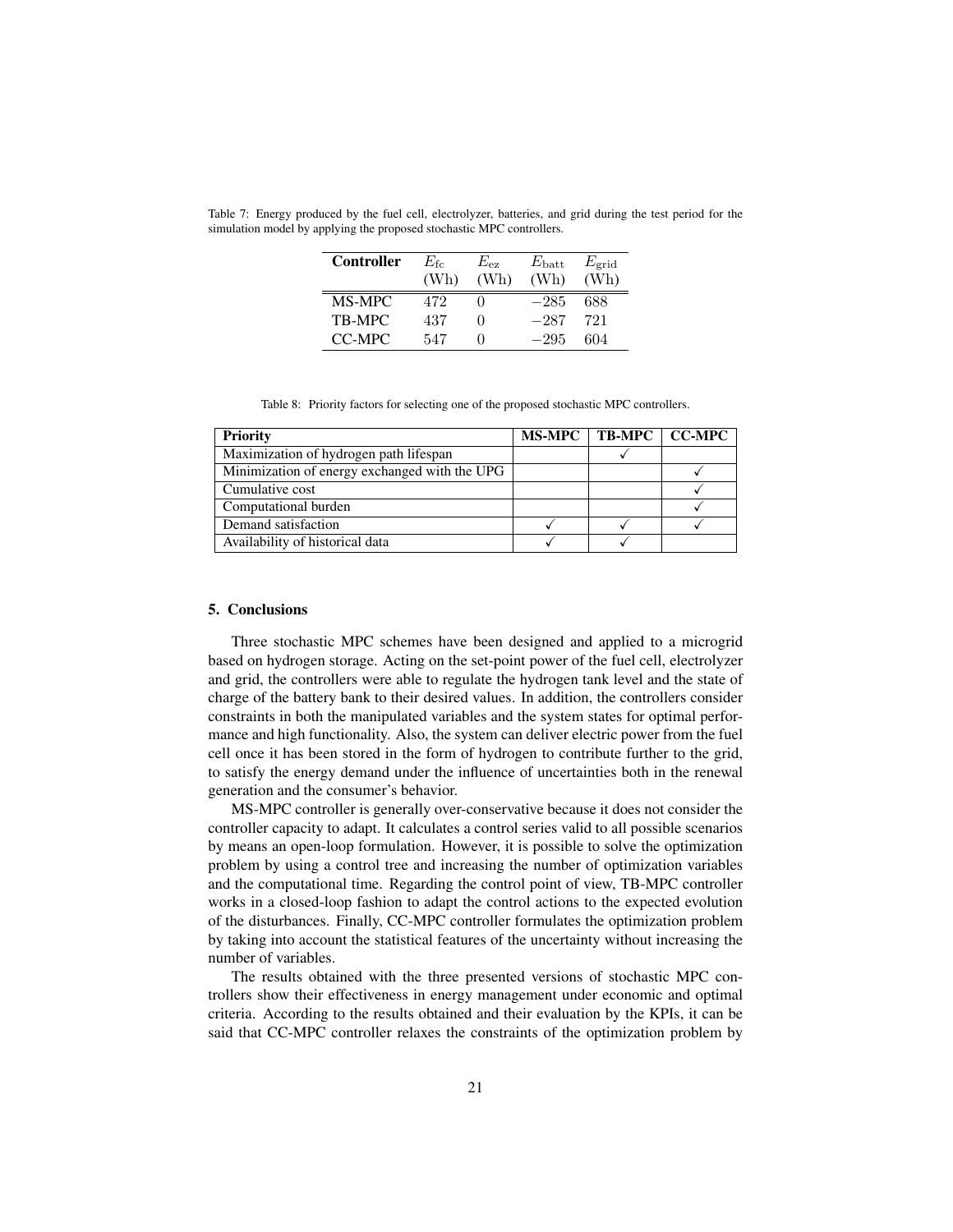Table 7: Energy produced by the fuel cell, electrolyzer, batteries, and grid during the test period for the simulation model by applying the proposed stochastic MPC controllers.

| **Controller** | $E_{\text{fc}}$ (Wh) | $E_{\text{ez}}$ (Wh) | $E_{\text{batt}}$ (Wh) | $E_{\text{grid}}$ (Wh) |
|---|---|---|---|---|
| MS-MPC | 472 | 0 | −285 | 688 |
| TB-MPC | 437 | 0 | −287 | 721 |
| CC-MPC | 547 | 0 | −295 | 604 |

Table 8: Priority factors for selecting one of the proposed stochastic MPC controllers.

| **Priority** | **MS-MPC** | **TB-MPC** | **CC-MPC** |
|---|---|---|---|
| Maximization of hydrogen path lifespan | | ✓ | |
| Minimization of energy exchanged with the UPG | | | ✓ |
| Cumulative cost | | | ✓ |
| Computational burden | | | ✓ |
| Demand satisfaction | ✓ | ✓ | ✓ |
| Availability of historical data | ✓ | ✓ | |

## 5. Conclusions

Three stochastic MPC schemes have been designed and applied to a microgrid based on hydrogen storage. Acting on the set-point power of the fuel cell, electrolyzer and grid, the controllers were able to regulate the hydrogen tank level and the state of charge of the battery bank to their desired values. In addition, the controllers consider constraints in both the manipulated variables and the system states for optimal performance and high functionality. Also, the system can deliver electric power from the fuel cell once it has been stored in the form of hydrogen to contribute further to the grid, to satisfy the energy demand under the influence of uncertainties both in the renewal generation and the consumer's behavior.

MS-MPC controller is generally over-conservative because it does not consider the controller capacity to adapt. It calculates a control series valid to all possible scenarios by means an open-loop formulation. However, it is possible to solve the optimization problem by using a control tree and increasing the number of optimization variables and the computational time. Regarding the control point of view, TB-MPC controller works in a closed-loop fashion to adapt the control actions to the expected evolution of the disturbances. Finally, CC-MPC controller formulates the optimization problem by taking into account the statistical features of the uncertainty without increasing the number of variables.

The results obtained with the three presented versions of stochastic MPC controllers show their effectiveness in energy management under economic and optimal criteria. According to the results obtained and their evaluation by the KPIs, it can be said that CC-MPC controller relaxes the constraints of the optimization problem by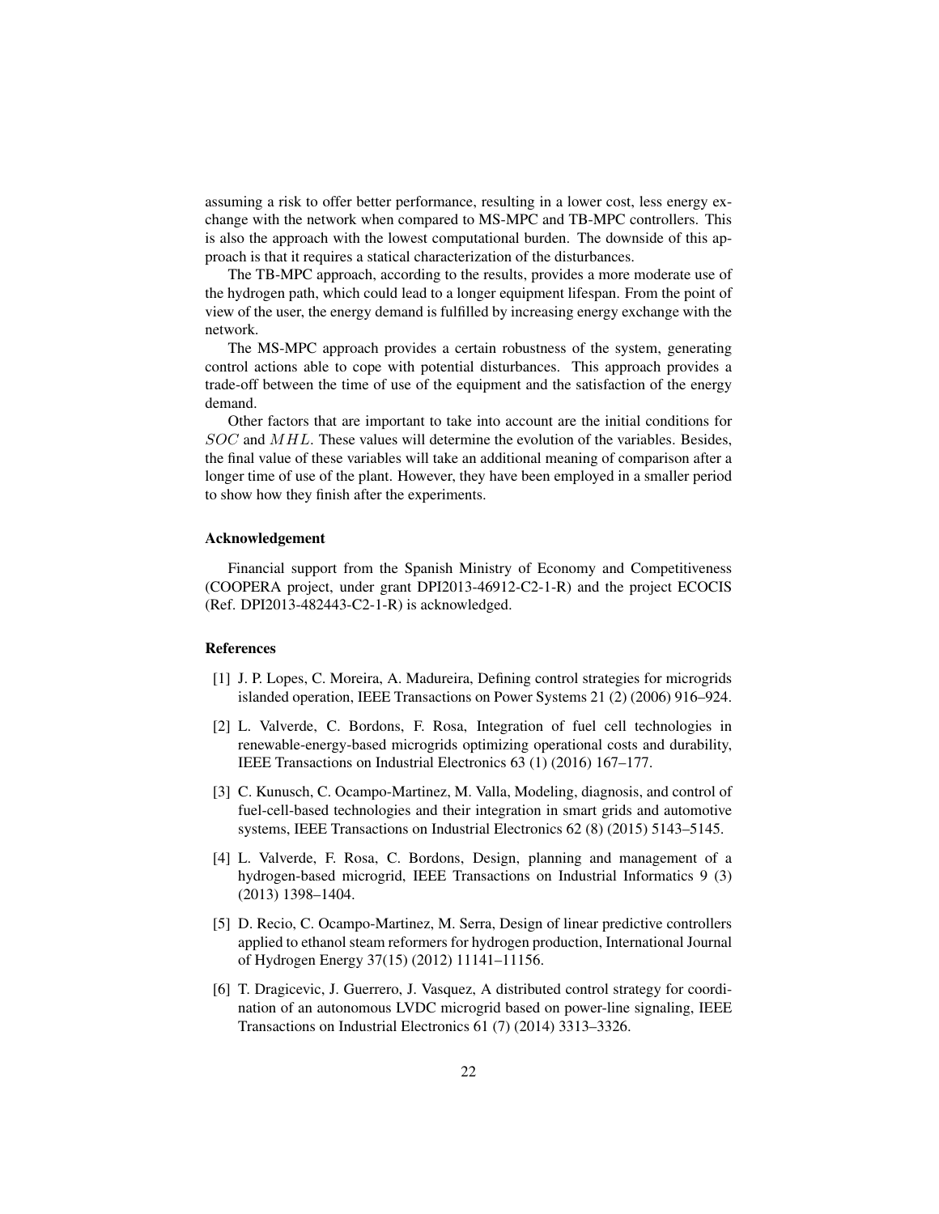assuming a risk to offer better performance, resulting in a lower cost, less energy exchange with the network when compared to MS-MPC and TB-MPC controllers. This is also the approach with the lowest computational burden. The downside of this approach is that it requires a statical characterization of the disturbances.

The TB-MPC approach, according to the results, provides a more moderate use of the hydrogen path, which could lead to a longer equipment lifespan. From the point of view of the user, the energy demand is fulfilled by increasing energy exchange with the network.

The MS-MPC approach provides a certain robustness of the system, generating control actions able to cope with potential disturbances. This approach provides a trade-off between the time of use of the equipment and the satisfaction of the energy demand.

Other factors that are important to take into account are the initial conditions for $SOC$ and $MHL$. These values will determine the evolution of the variables. Besides, the final value of these variables will take an additional meaning of comparison after a longer time of use of the plant. However, they have been employed in a smaller period to show how they finish after the experiments.

### Acknowledgement

Financial support from the Spanish Ministry of Economy and Competitiveness (COOPERA project, under grant DPI2013-46912-C2-1-R) and the project ECOCIS (Ref. DPI2013-482443-C2-1-R) is acknowledged.

### References

[1] J. P. Lopes, C. Moreira, A. Madureira, Defining control strategies for microgrids islanded operation, IEEE Transactions on Power Systems 21 (2) (2006) 916–924.

[2] L. Valverde, C. Bordons, F. Rosa, Integration of fuel cell technologies in renewable-energy-based microgrids optimizing operational costs and durability, IEEE Transactions on Industrial Electronics 63 (1) (2016) 167–177.

[3] C. Kunusch, C. Ocampo-Martinez, M. Valla, Modeling, diagnosis, and control of fuel-cell-based technologies and their integration in smart grids and automotive systems, IEEE Transactions on Industrial Electronics 62 (8) (2015) 5143–5145.

[4] L. Valverde, F. Rosa, C. Bordons, Design, planning and management of a hydrogen-based microgrid, IEEE Transactions on Industrial Informatics 9 (3) (2013) 1398–1404.

[5] D. Recio, C. Ocampo-Martinez, M. Serra, Design of linear predictive controllers applied to ethanol steam reformers for hydrogen production, International Journal of Hydrogen Energy 37(15) (2012) 11141–11156.

[6] T. Dragicevic, J. Guerrero, J. Vasquez, A distributed control strategy for coordination of an autonomous LVDC microgrid based on power-line signaling, IEEE Transactions on Industrial Electronics 61 (7) (2014) 3313–3326.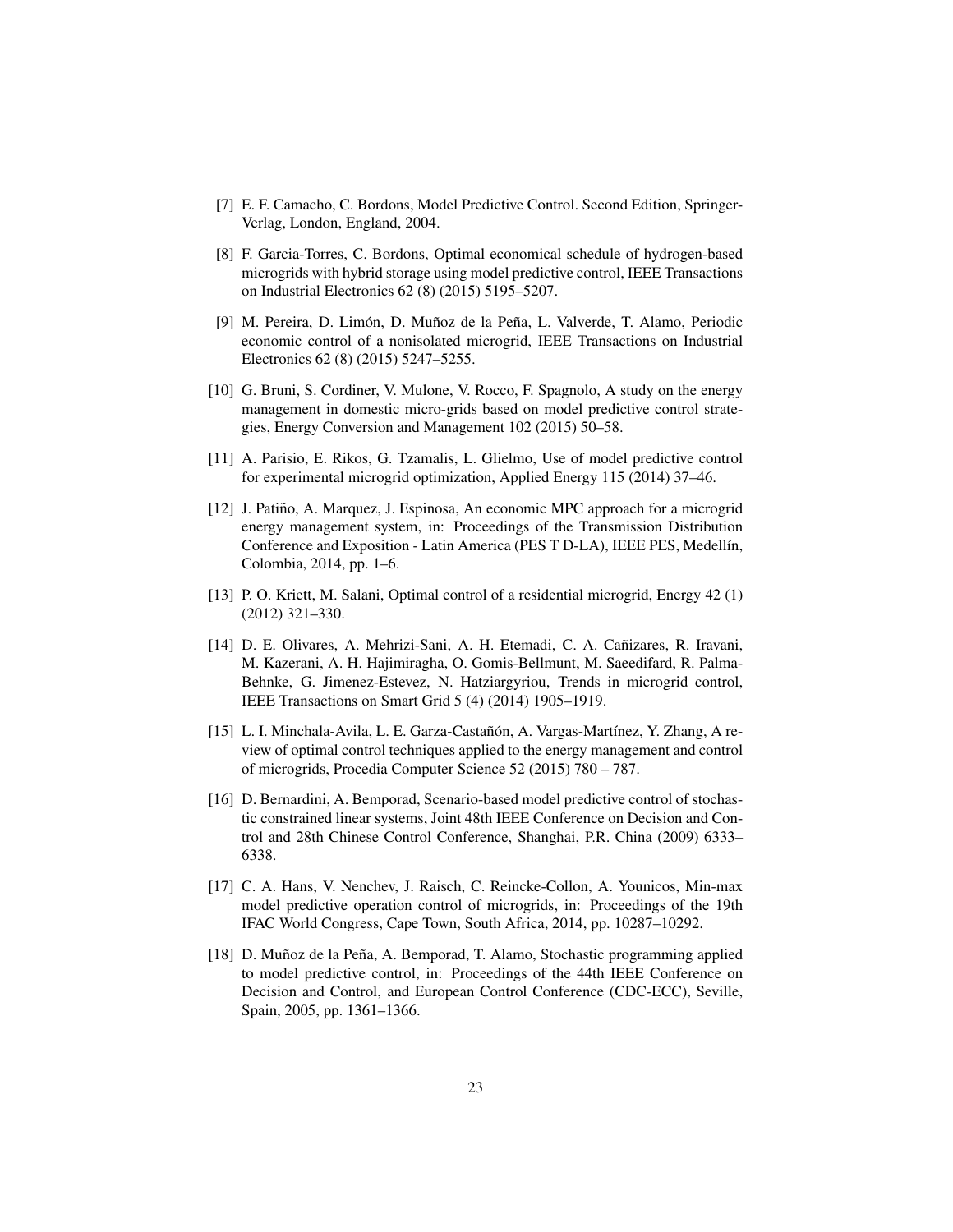[7] E. F. Camacho, C. Bordons, Model Predictive Control. Second Edition, Springer-Verlag, London, England, 2004.

[8] F. Garcia-Torres, C. Bordons, Optimal economical schedule of hydrogen-based microgrids with hybrid storage using model predictive control, IEEE Transactions on Industrial Electronics 62 (8) (2015) 5195–5207.

[9] M. Pereira, D. Limón, D. Muñoz de la Peña, L. Valverde, T. Alamo, Periodic economic control of a nonisolated microgrid, IEEE Transactions on Industrial Electronics 62 (8) (2015) 5247–5255.

[10] G. Bruni, S. Cordiner, V. Mulone, V. Rocco, F. Spagnolo, A study on the energy management in domestic micro-grids based on model predictive control strategies, Energy Conversion and Management 102 (2015) 50–58.

[11] A. Parisio, E. Rikos, G. Tzamalis, L. Glielmo, Use of model predictive control for experimental microgrid optimization, Applied Energy 115 (2014) 37–46.

[12] J. Patiño, A. Marquez, J. Espinosa, An economic MPC approach for a microgrid energy management system, in: Proceedings of the Transmission Distribution Conference and Exposition - Latin America (PES T D-LA), IEEE PES, Medellín, Colombia, 2014, pp. 1–6.

[13] P. O. Kriett, M. Salani, Optimal control of a residential microgrid, Energy 42 (1) (2012) 321–330.

[14] D. E. Olivares, A. Mehrizi-Sani, A. H. Etemadi, C. A. Cañizares, R. Iravani, M. Kazerani, A. H. Hajimiragha, O. Gomis-Bellmunt, M. Saeedifard, R. Palma-Behnke, G. Jimenez-Estevez, N. Hatziargyriou, Trends in microgrid control, IEEE Transactions on Smart Grid 5 (4) (2014) 1905–1919.

[15] L. I. Minchala-Avila, L. E. Garza-Castañón, A. Vargas-Martínez, Y. Zhang, A review of optimal control techniques applied to the energy management and control of microgrids, Procedia Computer Science 52 (2015) 780 – 787.

[16] D. Bernardini, A. Bemporad, Scenario-based model predictive control of stochastic constrained linear systems, Joint 48th IEEE Conference on Decision and Control and 28th Chinese Control Conference, Shanghai, P.R. China (2009) 6333–6338.

[17] C. A. Hans, V. Nenchev, J. Raisch, C. Reincke-Collon, A. Younicos, Min-max model predictive operation control of microgrids, in: Proceedings of the 19th IFAC World Congress, Cape Town, South Africa, 2014, pp. 10287–10292.

[18] D. Muñoz de la Peña, A. Bemporad, T. Alamo, Stochastic programming applied to model predictive control, in: Proceedings of the 44th IEEE Conference on Decision and Control, and European Control Conference (CDC-ECC), Seville, Spain, 2005, pp. 1361–1366.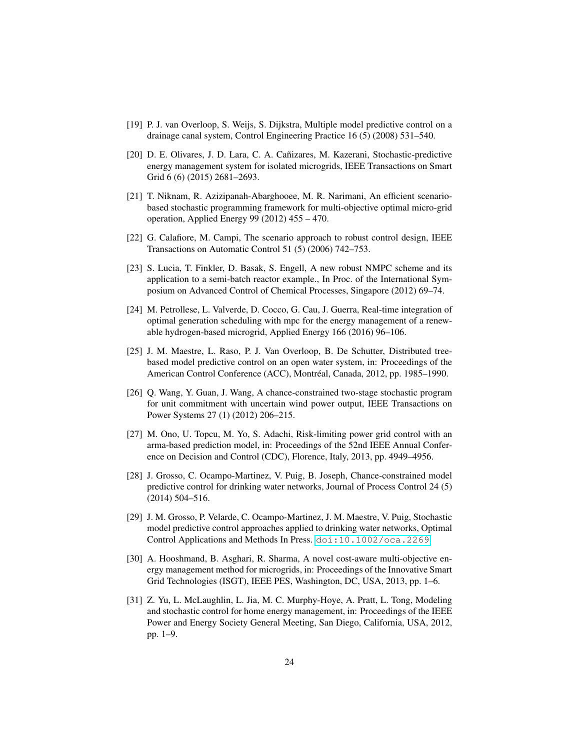[19] P. J. van Overloop, S. Weijs, S. Dijkstra, Multiple model predictive control on a drainage canal system, Control Engineering Practice 16 (5) (2008) 531–540.

[20] D. E. Olivares, J. D. Lara, C. A. Cañizares, M. Kazerani, Stochastic-predictive energy management system for isolated microgrids, IEEE Transactions on Smart Grid 6 (6) (2015) 2681–2693.

[21] T. Niknam, R. Azizipanah-Abarghooee, M. R. Narimani, An efficient scenario-based stochastic programming framework for multi-objective optimal micro-grid operation, Applied Energy 99 (2012) 455 – 470.

[22] G. Calafiore, M. Campi, The scenario approach to robust control design, IEEE Transactions on Automatic Control 51 (5) (2006) 742–753.

[23] S. Lucia, T. Finkler, D. Basak, S. Engell, A new robust NMPC scheme and its application to a semi-batch reactor example., In Proc. of the International Symposium on Advanced Control of Chemical Processes, Singapore (2012) 69–74.

[24] M. Petrollese, L. Valverde, D. Cocco, G. Cau, J. Guerra, Real-time integration of optimal generation scheduling with mpc for the energy management of a renewable hydrogen-based microgrid, Applied Energy 166 (2016) 96–106.

[25] J. M. Maestre, L. Raso, P. J. Van Overloop, B. De Schutter, Distributed tree-based model predictive control on an open water system, in: Proceedings of the American Control Conference (ACC), Montréal, Canada, 2012, pp. 1985–1990.

[26] Q. Wang, Y. Guan, J. Wang, A chance-constrained two-stage stochastic program for unit commitment with uncertain wind power output, IEEE Transactions on Power Systems 27 (1) (2012) 206–215.

[27] M. Ono, U. Topcu, M. Yo, S. Adachi, Risk-limiting power grid control with an arma-based prediction model, in: Proceedings of the 52nd IEEE Annual Conference on Decision and Control (CDC), Florence, Italy, 2013, pp. 4949–4956.

[28] J. Grosso, C. Ocampo-Martinez, V. Puig, B. Joseph, Chance-constrained model predictive control for drinking water networks, Journal of Process Control 24 (5) (2014) 504–516.

[29] J. M. Grosso, P. Velarde, C. Ocampo-Martinez, J. M. Maestre, V. Puig, Stochastic model predictive control approaches applied to drinking water networks, Optimal Control Applications and Methods In Press. doi:10.1002/oca.2269.

[30] A. Hooshmand, B. Asghari, R. Sharma, A novel cost-aware multi-objective energy management method for microgrids, in: Proceedings of the Innovative Smart Grid Technologies (ISGT), IEEE PES, Washington, DC, USA, 2013, pp. 1–6.

[31] Z. Yu, L. McLaughlin, L. Jia, M. C. Murphy-Hoye, A. Pratt, L. Tong, Modeling and stochastic control for home energy management, in: Proceedings of the IEEE Power and Energy Society General Meeting, San Diego, California, USA, 2012, pp. 1–9.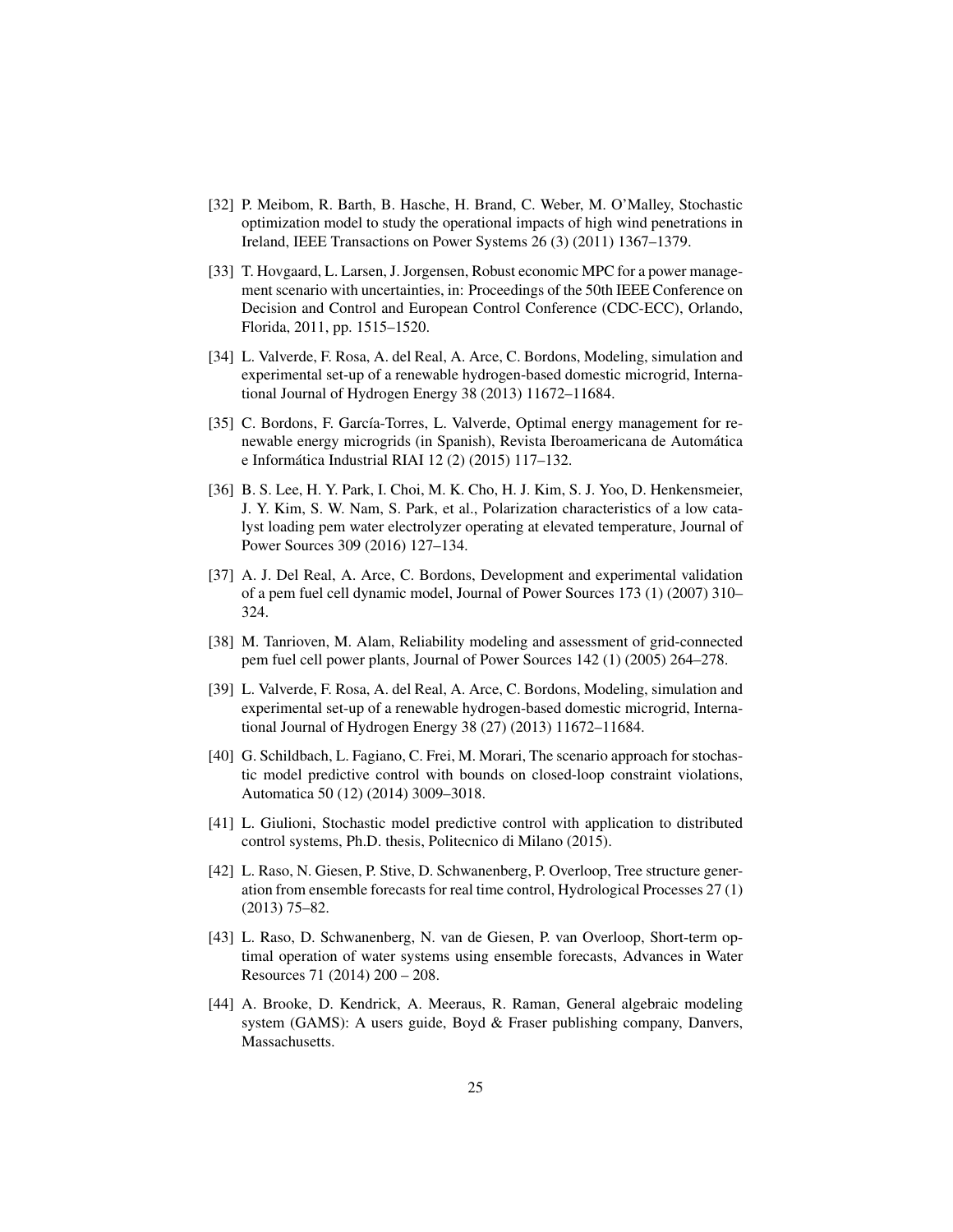[32] P. Meibom, R. Barth, B. Hasche, H. Brand, C. Weber, M. O'Malley, Stochastic optimization model to study the operational impacts of high wind penetrations in Ireland, IEEE Transactions on Power Systems 26 (3) (2011) 1367–1379.

[33] T. Hovgaard, L. Larsen, J. Jorgensen, Robust economic MPC for a power management scenario with uncertainties, in: Proceedings of the 50th IEEE Conference on Decision and Control and European Control Conference (CDC-ECC), Orlando, Florida, 2011, pp. 1515–1520.

[34] L. Valverde, F. Rosa, A. del Real, A. Arce, C. Bordons, Modeling, simulation and experimental set-up of a renewable hydrogen-based domestic microgrid, International Journal of Hydrogen Energy 38 (2013) 11672–11684.

[35] C. Bordons, F. García-Torres, L. Valverde, Optimal energy management for renewable energy microgrids (in Spanish), Revista Iberoamericana de Automática e Informática Industrial RIAI 12 (2) (2015) 117–132.

[36] B. S. Lee, H. Y. Park, I. Choi, M. K. Cho, H. J. Kim, S. J. Yoo, D. Henkensmeier, J. Y. Kim, S. W. Nam, S. Park, et al., Polarization characteristics of a low catalyst loading pem water electrolyzer operating at elevated temperature, Journal of Power Sources 309 (2016) 127–134.

[37] A. J. Del Real, A. Arce, C. Bordons, Development and experimental validation of a pem fuel cell dynamic model, Journal of Power Sources 173 (1) (2007) 310–324.

[38] M. Tanrioven, M. Alam, Reliability modeling and assessment of grid-connected pem fuel cell power plants, Journal of Power Sources 142 (1) (2005) 264–278.

[39] L. Valverde, F. Rosa, A. del Real, A. Arce, C. Bordons, Modeling, simulation and experimental set-up of a renewable hydrogen-based domestic microgrid, International Journal of Hydrogen Energy 38 (27) (2013) 11672–11684.

[40] G. Schildbach, L. Fagiano, C. Frei, M. Morari, The scenario approach for stochastic model predictive control with bounds on closed-loop constraint violations, Automatica 50 (12) (2014) 3009–3018.

[41] L. Giulioni, Stochastic model predictive control with application to distributed control systems, Ph.D. thesis, Politecnico di Milano (2015).

[42] L. Raso, N. Giesen, P. Stive, D. Schwanenberg, P. Overloop, Tree structure generation from ensemble forecasts for real time control, Hydrological Processes 27 (1) (2013) 75–82.

[43] L. Raso, D. Schwanenberg, N. van de Giesen, P. van Overloop, Short-term optimal operation of water systems using ensemble forecasts, Advances in Water Resources 71 (2014) 200 – 208.

[44] A. Brooke, D. Kendrick, A. Meeraus, R. Raman, General algebraic modeling system (GAMS): A users guide, Boyd & Fraser publishing company, Danvers, Massachusetts.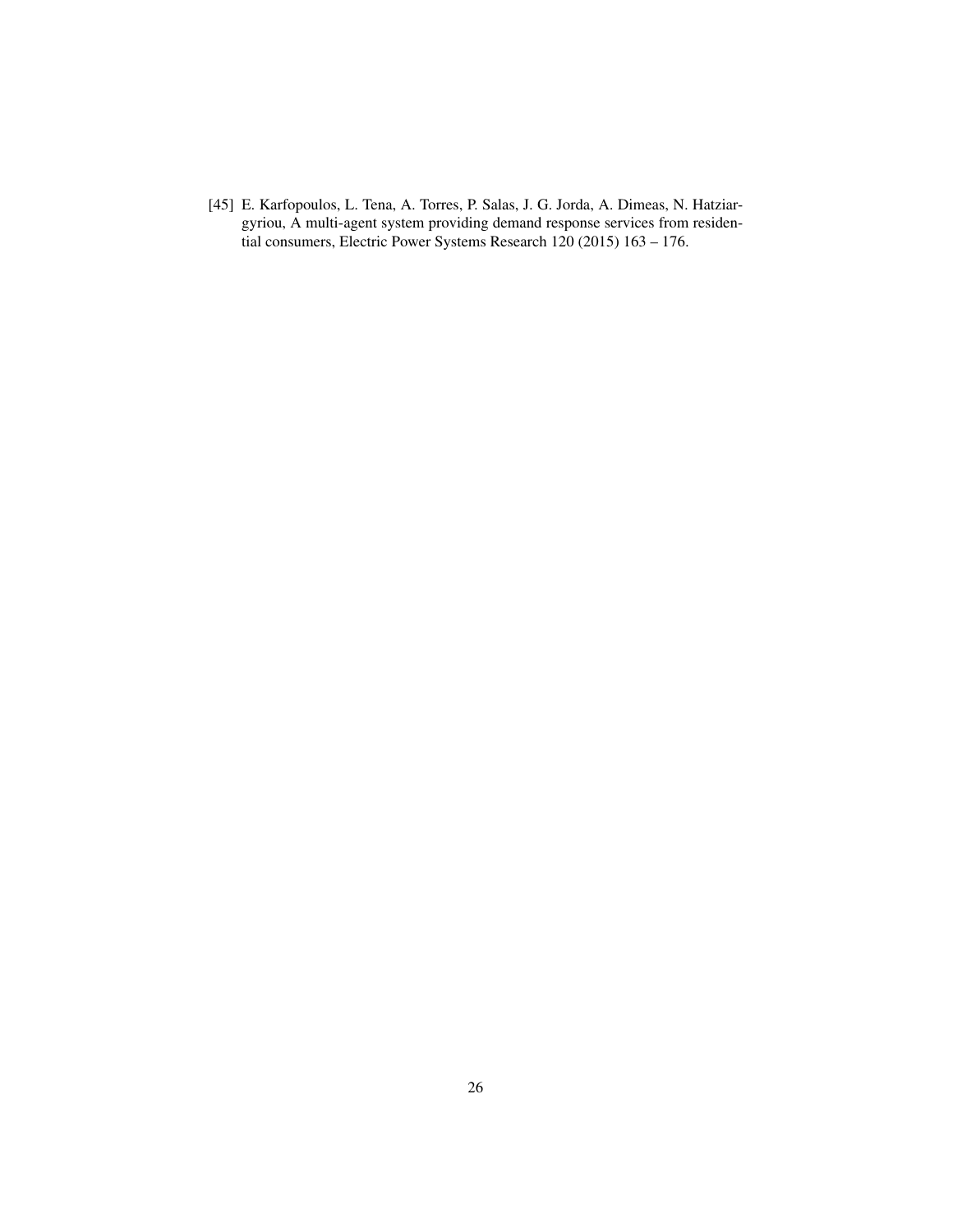[45] E. Karfopoulos, L. Tena, A. Torres, P. Salas, J. G. Jorda, A. Dimeas, N. Hatziargyriou, A multi-agent system providing demand response services from residential consumers, Electric Power Systems Research 120 (2015) 163 – 176.